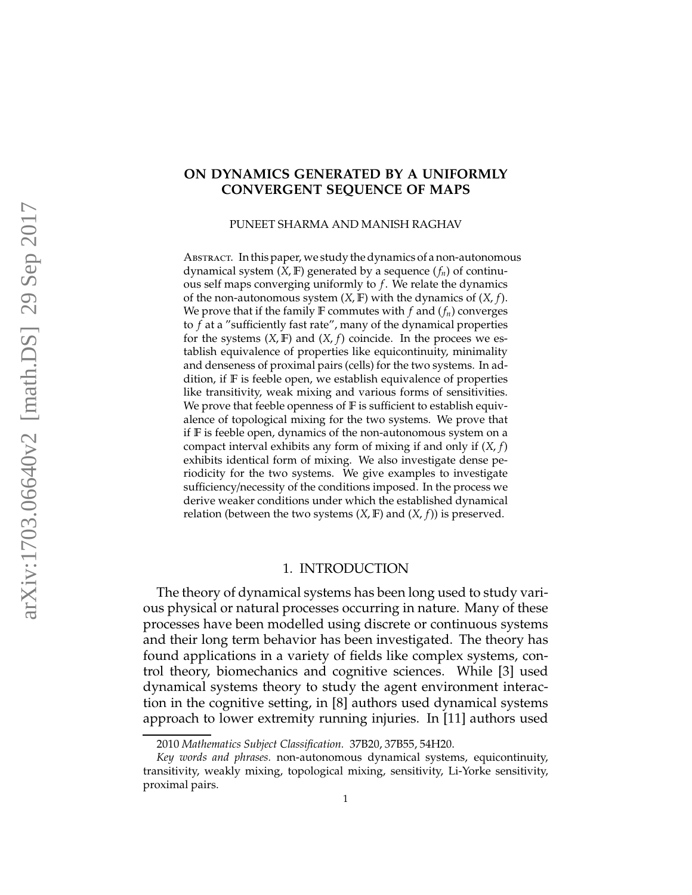# ON DYNAMICS GENERATED BY A UNIFORMLY CONVERGENT SEQUENCE OF MAPS

PUNEET SHARMA AND MANISH RAGHAV

Abstract. In this paper, we study the dynamics of a non-autonomous dynamical system $(X, \mathbb{F})$ generated by a sequence $(f_n)$ of continuous self maps converging uniformly to $f$. We relate the dynamics of the non-autonomous system $(X, \mathbb{F})$ with the dynamics of $(X, f)$. We prove that if the family $\mathbb{F}$ commutes with $f$ and $(f_n)$ converges to $f$ at a "sufficiently fast rate", many of the dynamical properties for the systems $(X, \mathbb{F})$ and $(X, f)$ coincide. In the procees we establish equivalence of properties like equicontinuity, minimality and denseness of proximal pairs (cells) for the two systems. In addition, if $\mathbb{F}$ is feeble open, we establish equivalence of properties like transitivity, weak mixing and various forms of sensitivities. We prove that feeble openness of $\mathbb{F}$ is sufficient to establish equivalence of topological mixing for the two systems. We prove that if $\mathbb{F}$ is feeble open, dynamics of the non-autonomous system on a compact interval exhibits any form of mixing if and only if $(X, f)$ exhibits identical form of mixing. We also investigate dense periodicity for the two systems. We give examples to investigate sufficiency/necessity of the conditions imposed. In the process we derive weaker conditions under which the established dynamical relation (between the two systems $(X, \mathbb{F})$ and $(X, f)$) is preserved.

## 1. INTRODUCTION

The theory of dynamical systems has been long used to study various physical or natural processes occurring in nature. Many of these processes have been modelled using discrete or continuous systems and their long term behavior has been investigated. The theory has found applications in a variety of fields like complex systems, control theory, biomechanics and cognitive sciences. While [3] used dynamical systems theory to study the agent environment interaction in the cognitive setting, in [8] authors used dynamical systems approach to lower extremity running injuries. In [11] authors used

2010 *Mathematics Subject Classification.* 37B20, 37B55, 54H20.

*Key words and phrases.* non-autonomous dynamical systems, equicontinuity, transitivity, weakly mixing, topological mixing, sensitivity, Li-Yorke sensitivity, proximal pairs.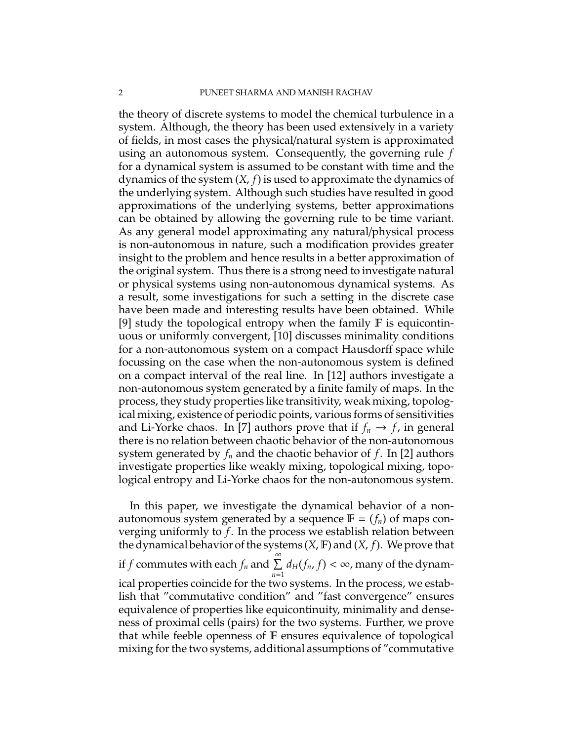the theory of discrete systems to model the chemical turbulence in a system. Although, the theory has been used extensively in a variety of fields, in most cases the physical/natural system is approximated using an autonomous system. Consequently, the governing rule $f$ for a dynamical system is assumed to be constant with time and the dynamics of the system $(X, f)$ is used to approximate the dynamics of the underlying system. Although such studies have resulted in good approximations of the underlying systems, better approximations can be obtained by allowing the governing rule to be time variant. As any general model approximating any natural/physical process is non-autonomous in nature, such a modification provides greater insight to the problem and hence results in a better approximation of the original system. Thus there is a strong need to investigate natural or physical systems using non-autonomous dynamical systems. As a result, some investigations for such a setting in the discrete case have been made and interesting results have been obtained. While [9] study the topological entropy when the family $\mathbb{F}$ is equicontinuous or uniformly convergent, [10] discusses minimality conditions for a non-autonomous system on a compact Hausdorff space while focussing on the case when the non-autonomous system is defined on a compact interval of the real line. In [12] authors investigate a non-autonomous system generated by a finite family of maps. In the process, they study properties like transitivity, weak mixing, topological mixing, existence of periodic points, various forms of sensitivities and Li-Yorke chaos. In [7] authors prove that if $f_n \rightarrow f$, in general there is no relation between chaotic behavior of the non-autonomous system generated by $f_n$ and the chaotic behavior of $f$. In [2] authors investigate properties like weakly mixing, topological mixing, topological entropy and Li-Yorke chaos for the non-autonomous system.

In this paper, we investigate the dynamical behavior of a non-autonomous system generated by a sequence $\mathbb{F} = (f_n)$ of maps converging uniformly to $f$. In the process we establish relation between the dynamical behavior of the systems $(X, \mathbb{F})$ and $(X, f)$. We prove that if $f$ commutes with each $f_n$ and $\sum\limits_{n=1}^{\infty} d_H(f_n, f) < \infty$, many of the dynamical properties coincide for the two systems. In the process, we establish that "commutative condition" and "fast convergence" ensures equivalence of properties like equicontinuity, minimality and denseness of proximal cells (pairs) for the two systems. Further, we prove that while feeble openness of $\mathbb{F}$ ensures equivalence of topological mixing for the two systems, additional assumptions of "commutative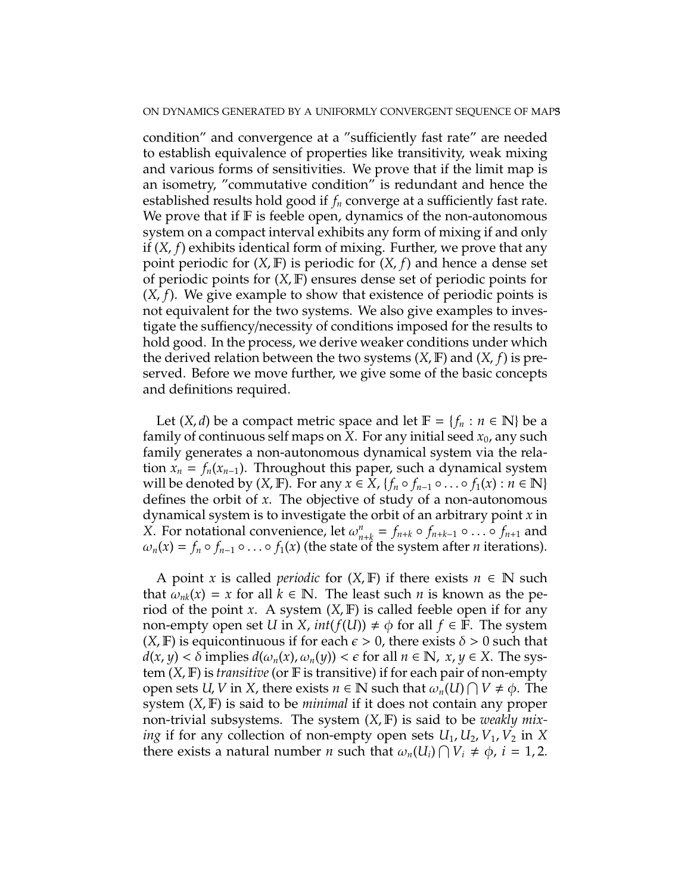condition" and convergence at a "sufficiently fast rate" are needed to establish equivalence of properties like transitivity, weak mixing and various forms of sensitivities. We prove that if the limit map is an isometry, "commutative condition" is redundant and hence the established results hold good if $f_n$ converge at a sufficiently fast rate. We prove that if $\mathbb{F}$ is feeble open, dynamics of the non-autonomous system on a compact interval exhibits any form of mixing if and only if $(X, f)$ exhibits identical form of mixing. Further, we prove that any point periodic for $(X, \mathbb{F})$ is periodic for $(X, f)$ and hence a dense set of periodic points for $(X, \mathbb{F})$ ensures dense set of periodic points for $(X, f)$. We give example to show that existence of periodic points is not equivalent for the two systems. We also give examples to investigate the suffiency/necessity of conditions imposed for the results to hold good. In the process, we derive weaker conditions under which the derived relation between the two systems $(X, \mathbb{F})$ and $(X, f)$ is preserved. Before we move further, we give some of the basic concepts and definitions required.

Let $(X, d)$ be a compact metric space and let $\mathbb{F} = \{f_n : n \in \mathbb{N}\}$ be a family of continuous self maps on $X$. For any initial seed $x_0$, any such family generates a non-autonomous dynamical system via the relation $x_n = f_n(x_{n-1})$. Throughout this paper, such a dynamical system will be denoted by $(X, \mathbb{F})$. For any $x \in X$, $\{f_n \circ f_{n-1} \circ \ldots \circ f_1(x) : n \in \mathbb{N}\}$ defines the orbit of $x$. The objective of study of a non-autonomous dynamical system is to investigate the orbit of an arbitrary point $x$ in $X$. For notational convenience, let $\omega_{n+k}^{n} = f_{n+k} \circ f_{n+k-1} \circ \ldots \circ f_{n+1}$ and $\omega_n(x) = f_n \circ f_{n-1} \circ \ldots \circ f_1(x)$ (the state of the system after $n$ iterations).

A point $x$ is called *periodic* for $(X, \mathbb{F})$ if there exists $n \in \mathbb{N}$ such that $\omega_{nk}(x) = x$ for all $k \in \mathbb{N}$. The least such $n$ is known as the period of the point $x$. A system $(X, \mathbb{F})$ is called feeble open if for any non-empty open set $U$ in $X$, $int(f(U)) \neq \phi$ for all $f \in \mathbb{F}$. The system $(X, \mathbb{F})$ is equicontinuous if for each $\epsilon > 0$, there exists $\delta > 0$ such that $d(x, y) < \delta$ implies $d(\omega_n(x), \omega_n(y)) < \epsilon$ for all $n \in \mathbb{N},\ x, y \in X$. The system $(X, \mathbb{F})$ is *transitive* (or $\mathbb{F}$ is transitive) if for each pair of non-empty open sets $U, V$ in $X$, there exists $n \in \mathbb{N}$ such that $\omega_n(U) \bigcap V \neq \phi$. The system $(X, \mathbb{F})$ is said to be *minimal* if it does not contain any proper non-trivial subsystems. The system $(X, \mathbb{F})$ is said to be *weakly mixing* if for any collection of non-empty open sets $U_1, U_2, V_1, V_2$ in $X$ there exists a natural number $n$ such that $\omega_n(U_i) \bigcap V_i \neq \phi$, $i = 1, 2$.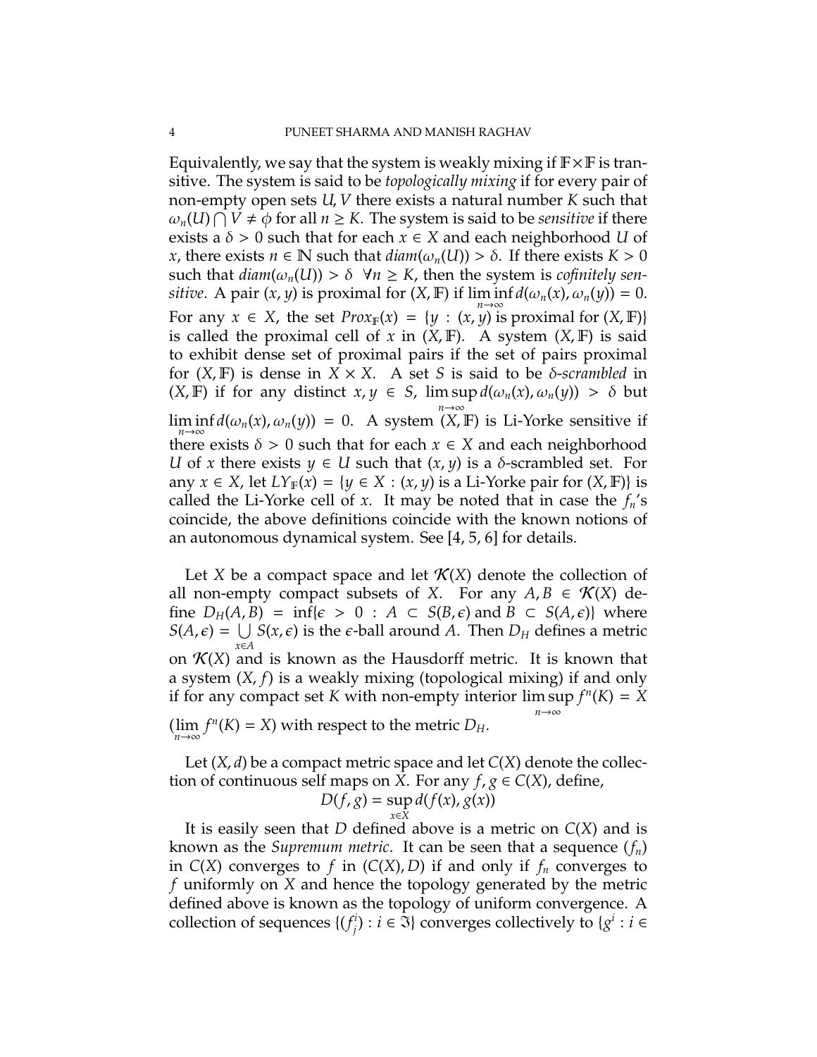Equivalently, we say that the system is weakly mixing if $\mathbb{F}\times\mathbb{F}$ is transitive. The system is said to be *topologically mixing* if for every pair of non-empty open sets $U, V$ there exists a natural number $K$ such that $\omega_n(U)\bigcap V\neq\phi$ for all $n\geq K$. The system is said to be *sensitive* if there exists a $\delta>0$ such that for each $x\in X$ and each neighborhood $U$ of $x$, there exists $n\in\mathbb{N}$ such that $diam(\omega_n(U))>\delta$. If there exists $K>0$ such that $diam(\omega_n(U))>\delta\ \ \forall n\geq K$, then the system is *cofinitely sensitive*. A pair $(x,y)$ is proximal for $(X,\mathbb{F})$ if $\liminf\limits_{n\to\infty} d(\omega_n(x),\omega_n(y))=0$. For any $x\in X$, the set $Prox_{\mathbb{F}}(x)=\{y : (x,y)$ is proximal for $(X,\mathbb{F})\}$ is called the proximal cell of $x$ in $(X,\mathbb{F})$. A system $(X,\mathbb{F})$ is said to exhibit dense set of proximal pairs if the set of pairs proximal for $(X,\mathbb{F})$ is dense in $X\times X$. A set $S$ is said to be $\delta$-*scrambled* in $(X,\mathbb{F})$ if for any distinct $x,y\in S$, $\limsup\limits_{n\to\infty} d(\omega_n(x),\omega_n(y))>\delta$ but $\liminf\limits_{n\to\infty} d(\omega_n(x),\omega_n(y))=0$. A system $(X,\mathbb{F})$ is Li-Yorke sensitive if there exists $\delta>0$ such that for each $x\in X$ and each neighborhood $U$ of $x$ there exists $y\in U$ such that $(x,y)$ is a $\delta$-scrambled set. For any $x\in X$, let $LY_{\mathbb{F}}(x)=\{y\in X : (x,y)$ is a Li-Yorke pair for $(X,\mathbb{F})\}$ is called the Li-Yorke cell of $x$. It may be noted that in case the $f_n$'s coincide, the above definitions coincide with the known notions of an autonomous dynamical system. See [4, 5, 6] for details.

Let $X$ be a compact space and let $\mathcal{K}(X)$ denote the collection of all non-empty compact subsets of $X$. For any $A,B\in\mathcal{K}(X)$ define $D_H(A,B)=\inf\{\epsilon>0 : A\subset S(B,\epsilon)$ and $B\subset S(A,\epsilon)\}$ where $S(A,\epsilon)=\bigcup\limits_{x\in A} S(x,\epsilon)$ is the $\epsilon$-ball around $A$. Then $D_H$ defines a metric on $\mathcal{K}(X)$ and is known as the Hausdorff metric. It is known that a system $(X,f)$ is a weakly mixing (topological mixing) if and only if for any compact set $K$ with non-empty interior $\limsup\limits_{n\to\infty} f^n(K)=X$ ($\lim\limits_{n\to\infty} f^n(K)=X$) with respect to the metric $D_H$.

Let $(X,d)$ be a compact metric space and let $C(X)$ denote the collection of continuous self maps on $X$. For any $f,g\in C(X)$, define,

$$D(f,g)=\sup_{x\in X} d(f(x),g(x))$$

It is easily seen that $D$ defined above is a metric on $C(X)$ and is known as the *Supremum metric*. It can be seen that a sequence $(f_n)$ in $C(X)$ converges to $f$ in $(C(X),D)$ if and only if $f_n$ converges to $f$ uniformly on $X$ and hence the topology generated by the metric defined above is known as the topology of uniform convergence. A collection of sequences $\{(f_j^i) : i\in\Im\}$ converges collectively to $\{g^i : i\in$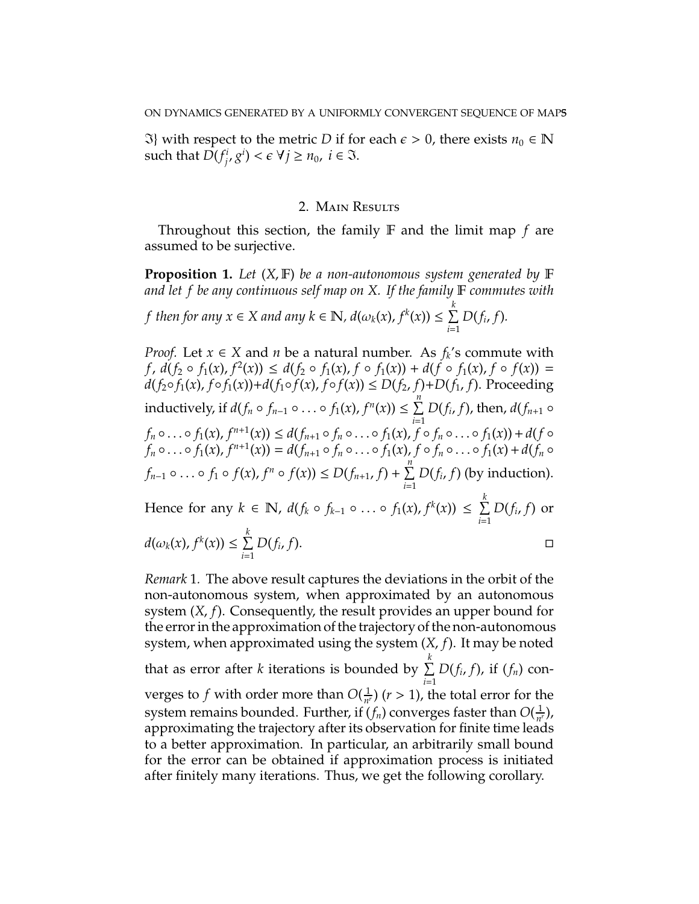$\Im\}$ with respect to the metric $D$ if for each $\epsilon > 0$, there exists $n_0 \in \mathbb{N}$ such that $D(f_j^i, g^i) < \epsilon \; \forall j \geq n_0, \; i \in \Im$.

## 2. Main Results

Throughout this section, the family $\mathbb{F}$ and the limit map $f$ are assumed to be surjective.

**Proposition 1.** *Let $(X, \mathbb{F})$ be a non-autonomous system generated by $\mathbb{F}$ and let $f$ be any continuous self map on $X$. If the family $\mathbb{F}$ commutes with $f$ then for any $x \in X$ and any $k \in \mathbb{N}$, $d(\omega_k(x), f^k(x)) \leq \sum\limits_{i=1}^{k} D(f_i, f)$.*

*Proof.* Let $x \in X$ and $n$ be a natural number. As $f_k$'s commute with $f$, $d(f_2 \circ f_1(x), f^2(x)) \leq d(f_2 \circ f_1(x), f \circ f_1(x)) + d(f \circ f_1(x), f \circ f(x)) = d(f_2 \circ f_1(x), f \circ f_1(x)) + d(f_1 \circ f(x), f \circ f(x)) \leq D(f_2, f) + D(f_1, f)$. Proceeding inductively, if $d(f_n \circ f_{n-1} \circ \ldots \circ f_1(x), f^n(x)) \leq \sum\limits_{i=1}^{n} D(f_i, f)$, then, $d(f_{n+1} \circ f_n \circ \ldots \circ f_1(x), f^{n+1}(x)) \leq d(f_{n+1} \circ f_n \circ \ldots \circ f_1(x), f \circ f_n \circ \ldots \circ f_1(x)) + d(f \circ f_n \circ \ldots \circ f_1(x), f^{n+1}(x)) = d(f_{n+1} \circ f_n \circ \ldots \circ f_1(x), f \circ f_n \circ \ldots \circ f_1(x) + d(f_n \circ f_{n-1} \circ \ldots \circ f_1 \circ f(x), f^n \circ f(x)) \leq D(f_{n+1}, f) + \sum\limits_{i=1}^{n} D(f_i, f)$ (by induction). Hence for any $k \in \mathbb{N}$, $d(f_k \circ f_{k-1} \circ \ldots \circ f_1(x), f^k(x)) \leq \sum\limits_{i=1}^{k} D(f_i, f)$ or $d(\omega_k(x), f^k(x)) \leq \sum\limits_{i=1}^{k} D(f_i, f)$. □

*Remark* 1. The above result captures the deviations in the orbit of the non-autonomous system, when approximated by an autonomous system $(X, f)$. Consequently, the result provides an upper bound for the error in the approximation of the trajectory of the non-autonomous system, when approximated using the system $(X, f)$. It may be noted that as error after $k$ iterations is bounded by $\sum\limits_{i=1}^{k} D(f_i, f)$, if $(f_n)$ converges to $f$ with order more than $O(\frac{1}{n^r})$ $(r > 1)$, the total error for the system remains bounded. Further, if $(f_n)$ converges faster than $O(\frac{1}{n^r})$, approximating the trajectory after its observation for finite time leads to a better approximation. In particular, an arbitrarily small bound for the error can be obtained if approximation process is initiated after finitely many iterations. Thus, we get the following corollary.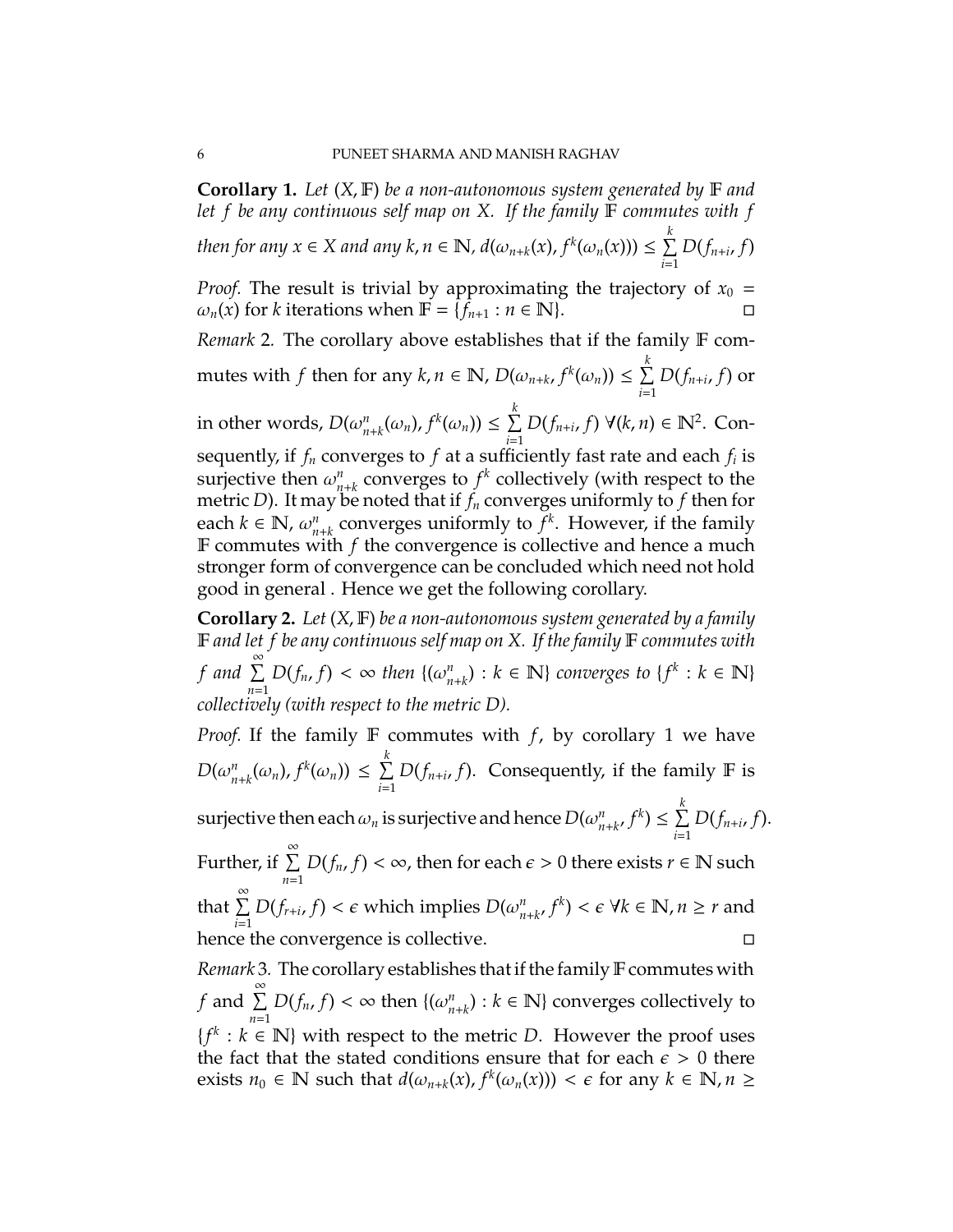**Corollary 1.** *Let $(X, \mathbb{F})$ be a non-autonomous system generated by $\mathbb{F}$ and let $f$ be any continuous self map on $X$. If the family $\mathbb{F}$ commutes with $f$ then for any $x \in X$ and any $k, n \in \mathbb{N}$, $d(\omega_{n+k}(x), f^k(\omega_n(x))) \leq \sum\limits_{i=1}^{k} D(f_{n+i}, f)$*

*Proof.* The result is trivial by approximating the trajectory of $x_0 = \omega_n(x)$ for $k$ iterations when $\mathbb{F} = \{f_{n+1} : n \in \mathbb{N}\}$. □

*Remark* 2. The corollary above establishes that if the family $\mathbb{F}$ commutes with $f$ then for any $k, n \in \mathbb{N}$, $D(\omega_{n+k}, f^k(\omega_n)) \leq \sum\limits_{i=1}^{k} D(f_{n+i}, f)$ or in other words, $D(\omega^n_{n+k}(\omega_n), f^k(\omega_n)) \leq \sum\limits_{i=1}^{k} D(f_{n+i}, f)$ $\forall (k, n) \in \mathbb{N}^2$. Consequently, if $f_n$ converges to $f$ at a sufficiently fast rate and each $f_i$ is surjective then $\omega^n_{n+k}$ converges to $f^k$ collectively (with respect to the metric $D$). It may be noted that if $f_n$ converges uniformly to $f$ then for each $k \in \mathbb{N}$, $\omega^n_{n+k}$ converges uniformly to $f^k$. However, if the family $\mathbb{F}$ commutes with $f$ the convergence is collective and hence a much stronger form of convergence can be concluded which need not hold good in general . Hence we get the following corollary.

**Corollary 2.** *Let $(X, \mathbb{F})$ be a non-autonomous system generated by a family $\mathbb{F}$ and let $f$ be any continuous self map on $X$. If the family $\mathbb{F}$ commutes with $f$ and $\sum\limits_{n=1}^{\infty} D(f_n, f) < \infty$ then $\{(\omega^n_{n+k}) : k \in \mathbb{N}\}$ converges to $\{f^k : k \in \mathbb{N}\}$ collectively (with respect to the metric $D$).*

*Proof.* If the family $\mathbb{F}$ commutes with $f$, by corollary 1 we have $D(\omega^n_{n+k}(\omega_n), f^k(\omega_n)) \leq \sum\limits_{i=1}^{k} D(f_{n+i}, f)$. Consequently, if the family $\mathbb{F}$ is surjective then each $\omega_n$ is surjective and hence $D(\omega^n_{n+k}, f^k) \leq \sum\limits_{i=1}^{k} D(f_{n+i}, f)$. Further, if $\sum\limits_{n=1}^{\infty} D(f_n, f) < \infty$, then for each $\epsilon > 0$ there exists $r \in \mathbb{N}$ such that $\sum\limits_{i=1}^{\infty} D(f_{r+i}, f) < \epsilon$ which implies $D(\omega^n_{n+k}, f^k) < \epsilon$ $\forall k \in \mathbb{N}, n \geq r$ and hence the convergence is collective. □

*Remark* 3. The corollary establishes that if the family $\mathbb{F}$ commutes with $f$ and $\sum\limits_{n=1}^{\infty} D(f_n, f) < \infty$ then $\{(\omega^n_{n+k}) : k \in \mathbb{N}\}$ converges collectively to $\{f^k : k \in \mathbb{N}\}$ with respect to the metric $D$. However the proof uses the fact that the stated conditions ensure that for each $\epsilon > 0$ there exists $n_0 \in \mathbb{N}$ such that $d(\omega_{n+k}(x), f^k(\omega_n(x))) < \epsilon$ for any $k \in \mathbb{N}, n \geq$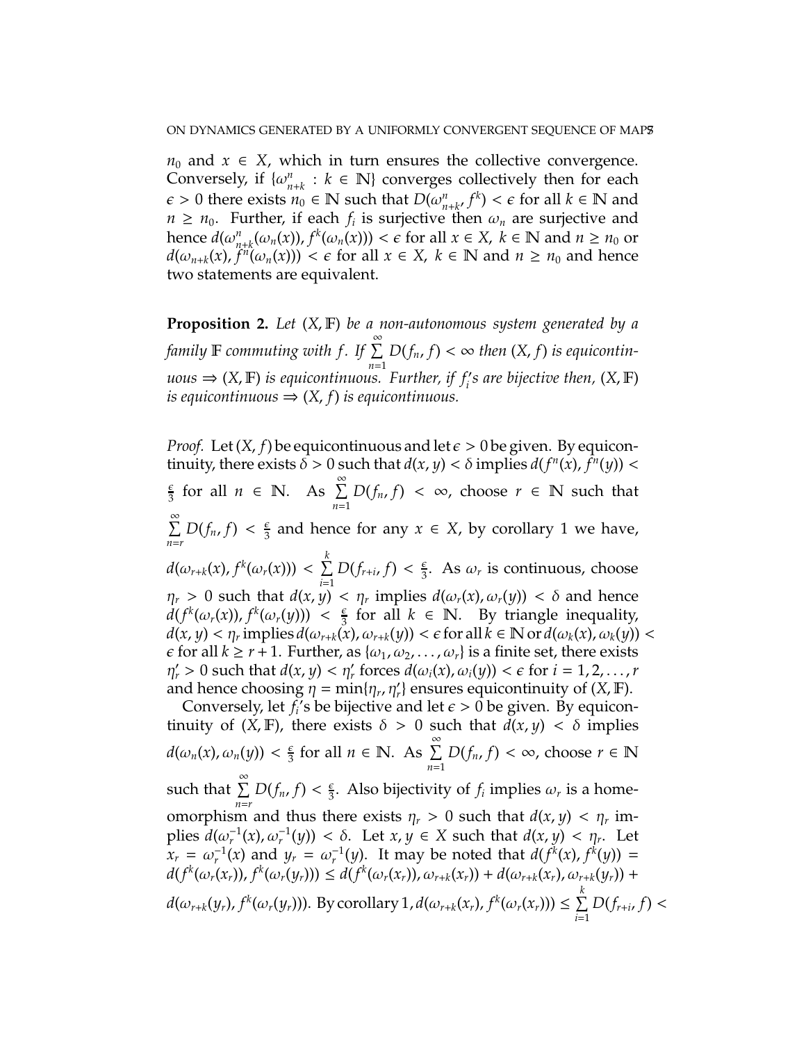$n_0$ and $x \in X$, which in turn ensures the collective convergence. Conversely, if $\{\omega_{n+k}^n : k \in \mathbb{N}\}$ converges collectively then for each $\epsilon > 0$ there exists $n_0 \in \mathbb{N}$ such that $D(\omega_{n+k}^n, f^k) < \epsilon$ for all $k \in \mathbb{N}$ and $n \geq n_0$. Further, if each $f_i$ is surjective then $\omega_n$ are surjective and hence $d(\omega_{n+k}^n(\omega_n(x)), f^k(\omega_n(x))) < \epsilon$ for all $x \in X$, $k \in \mathbb{N}$ and $n \geq n_0$ or $d(\omega_{n+k}(x), f^n(\omega_n(x))) < \epsilon$ for all $x \in X$, $k \in \mathbb{N}$ and $n \geq n_0$ and hence two statements are equivalent.

**Proposition 2.** *Let $(X, \mathbb{F})$ be a non-autonomous system generated by a family $\mathbb{F}$ commuting with $f$. If $\sum_{n=1}^{\infty} D(f_n, f) < \infty$ then $(X, f)$ is equicontinuous $\Rightarrow$ $(X, \mathbb{F})$ is equicontinuous. Further, if $f_i'$s are bijective then, $(X, \mathbb{F})$ is equicontinuous $\Rightarrow$ $(X, f)$ is equicontinuous.*

*Proof.* Let $(X, f)$ be equicontinuous and let $\epsilon > 0$ be given. By equicontinuity, there exists $\delta > 0$ such that $d(x, y) < \delta$ implies $d(f^n(x), f^n(y)) < \frac{\epsilon}{3}$ for all $n \in \mathbb{N}$. As $\sum_{n=1}^{\infty} D(f_n, f) < \infty$, choose $r \in \mathbb{N}$ such that $\sum_{n=r}^{\infty} D(f_n, f) < \frac{\epsilon}{3}$ and hence for any $x \in X$, by corollary 1 we have, $d(\omega_{r+k}(x), f^k(\omega_r(x))) < \sum_{i=1}^{k} D(f_{r+i}, f) < \frac{\epsilon}{3}$. As $\omega_r$ is continuous, choose $\eta_r > 0$ such that $d(x, y) < \eta_r$ implies $d(\omega_r(x), \omega_r(y)) < \delta$ and hence $d(f^k(\omega_r(x)), f^k(\omega_r(y))) < \frac{\epsilon}{3}$ for all $k \in \mathbb{N}$. By triangle inequality, $d(x, y) < \eta_r$ implies $d(\omega_{r+k}(x), \omega_{r+k}(y)) < \epsilon$ for all $k \in \mathbb{N}$ or $d(\omega_k(x), \omega_k(y)) < \epsilon$ for all $k \geq r+1$. Further, as $\{\omega_1, \omega_2, \ldots, \omega_r\}$ is a finite set, there exists $\eta_r' > 0$ such that $d(x, y) < \eta_r'$ forces $d(\omega_i(x), \omega_i(y)) < \epsilon$ for $i = 1, 2, \ldots, r$ and hence choosing $\eta = \min\{\eta_r, \eta_r'\}$ ensures equicontinuity of $(X, \mathbb{F})$.

Conversely, let $f_i'$s be bijective and let $\epsilon > 0$ be given. By equicontinuity of $(X, \mathbb{F})$, there exists $\delta > 0$ such that $d(x, y) < \delta$ implies $d(\omega_n(x), \omega_n(y)) < \frac{\epsilon}{3}$ for all $n \in \mathbb{N}$. As $\sum_{n=1}^{\infty} D(f_n, f) < \infty$, choose $r \in \mathbb{N}$ such that $\sum_{n=r}^{\infty} D(f_n, f) < \frac{\epsilon}{3}$. Also bijectivity of $f_i$ implies $\omega_r$ is a homeomorphism and thus there exists $\eta_r > 0$ such that $d(x, y) < \eta_r$ implies $d(\omega_r^{-1}(x), \omega_r^{-1}(y)) < \delta$. Let $x, y \in X$ such that $d(x, y) < \eta_r$. Let $x_r = \omega_r^{-1}(x)$ and $y_r = \omega_r^{-1}(y)$. It may be noted that $d(f^k(x), f^k(y)) = d(f^k(\omega_r(x_r)), f^k(\omega_r(y_r))) \leq d(f^k(\omega_r(x_r)), \omega_{r+k}(x_r)) + d(\omega_{r+k}(x_r), \omega_{r+k}(y_r)) + d(\omega_{r+k}(y_r), f^k(\omega_r(y_r)))$. By corollary 1, $d(\omega_{r+k}(x_r), f^k(\omega_r(x_r))) \leq \sum_{i=1}^{k} D(f_{r+i}, f) <$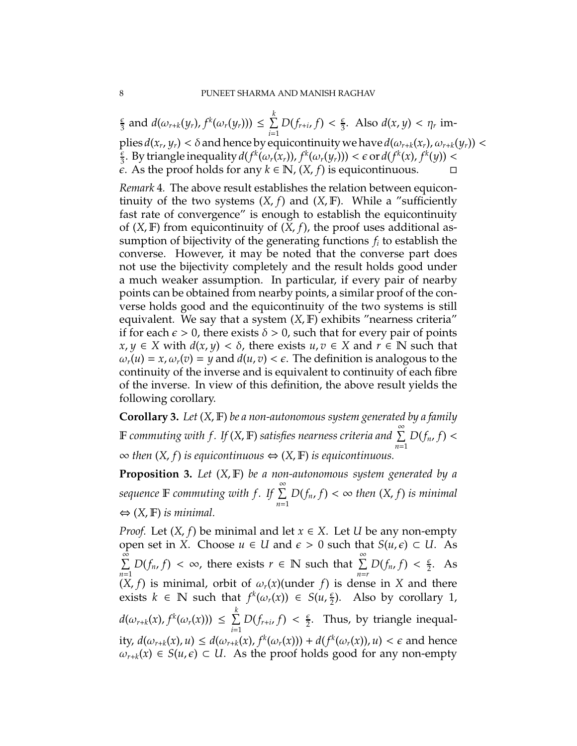$\frac{\epsilon}{3}$ and $d(\omega_{r+k}(y_r), f^k(\omega_r(y_r))) \leq \sum_{i=1}^{k} D(f_{r+i}, f) < \frac{\epsilon}{3}$. Also $d(x, y) < \eta_r$ implies $d(x_r, y_r) < \delta$ and hence by equicontinuity we have $d(\omega_{r+k}(x_r), \omega_{r+k}(y_r)) < \frac{\epsilon}{3}$. By triangle inequality $d(f^k(\omega_r(x_r)), f^k(\omega_r(y_r))) < \epsilon$ or $d(f^k(x), f^k(y)) < \epsilon$. As the proof holds for any $k \in \mathbb{N}$, $(X, f)$ is equicontinuous. □

*Remark* 4. The above result establishes the relation between equicontinuity of the two systems $(X, f)$ and $(X, \mathbb{F})$. While a "sufficiently fast rate of convergence" is enough to establish the equicontinuity of $(X, \mathbb{F})$ from equicontinuity of $(X, f)$, the proof uses additional assumption of bijectivity of the generating functions $f_i$ to establish the converse. However, it may be noted that the converse part does not use the bijectivity completely and the result holds good under a much weaker assumption. In particular, if every pair of nearby points can be obtained from nearby points, a similar proof of the converse holds good and the equicontinuity of the two systems is still equivalent. We say that a system $(X, \mathbb{F})$ exhibits "nearness criteria" if for each $\epsilon > 0$, there exists $\delta > 0$, such that for every pair of points $x, y \in X$ with $d(x, y) < \delta$, there exists $u, v \in X$ and $r \in \mathbb{N}$ such that $\omega_r(u) = x, \omega_r(v) = y$ and $d(u, v) < \epsilon$. The definition is analogous to the continuity of the inverse and is equivalent to continuity of each fibre of the inverse. In view of this definition, the above result yields the following corollary.

**Corollary 3.** *Let $(X, \mathbb{F})$ be a non-autonomous system generated by a family $\mathbb{F}$ commuting with $f$. If $(X, \mathbb{F})$ satisfies nearness criteria and $\sum_{n=1}^{\infty} D(f_n, f) < \infty$ then $(X, f)$ is equicontinuous $\Leftrightarrow$ $(X, \mathbb{F})$ is equicontinuous.*

**Proposition 3.** *Let $(X, \mathbb{F})$ be a non-autonomous system generated by a sequence $\mathbb{F}$ commuting with $f$. If $\sum_{n=1}^{\infty} D(f_n, f) < \infty$ then $(X, f)$ is minimal $\Leftrightarrow$ $(X, \mathbb{F})$ is minimal.*

*Proof.* Let $(X, f)$ be minimal and let $x \in X$. Let $U$ be any non-empty open set in $X$. Choose $u \in U$ and $\epsilon > 0$ such that $S(u, \epsilon) \subset U$. As $\sum_{n=1}^{\infty} D(f_n, f) < \infty$, there exists $r \in \mathbb{N}$ such that $\sum_{n=r}^{\infty} D(f_n, f) < \frac{\epsilon}{2}$. As $(X, f)$ is minimal, orbit of $\omega_r(x)$(under $f$) is dense in $X$ and there exists $k \in \mathbb{N}$ such that $f^k(\omega_r(x)) \in S(u, \frac{\epsilon}{2})$. Also by corollary 1, $d(\omega_{r+k}(x), f^k(\omega_r(x))) \leq \sum_{i=1}^{k} D(f_{r+i}, f) < \frac{\epsilon}{2}$. Thus, by triangle inequality, $d(\omega_{r+k}(x), u) \leq d(\omega_{r+k}(x), f^k(\omega_r(x))) + d(f^k(\omega_r(x)), u) < \epsilon$ and hence $\omega_{r+k}(x) \in S(u, \epsilon) \subset U$. As the proof holds good for any non-empty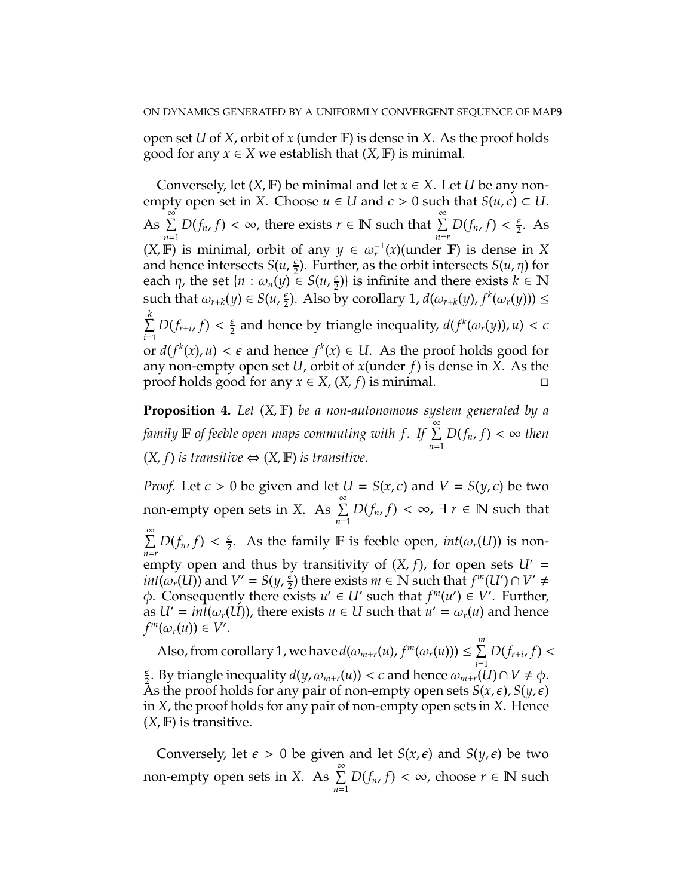open set $U$ of $X$, orbit of $x$ (under $\mathbb{F}$) is dense in $X$. As the proof holds good for any $x \in X$ we establish that $(X, \mathbb{F})$ is minimal.

Conversely, let $(X, \mathbb{F})$ be minimal and let $x \in X$. Let $U$ be any non-empty open set in $X$. Choose $u \in U$ and $\epsilon > 0$ such that $S(u, \epsilon) \subset U$. As $\sum\limits_{n=1}^{\infty} D(f_n, f) < \infty$, there exists $r \in \mathbb{N}$ such that $\sum\limits_{n=r}^{\infty} D(f_n, f) < \frac{\epsilon}{2}$. As $(X, \mathbb{F})$ is minimal, orbit of any $y \in \omega_r^{-1}(x)$(under $\mathbb{F}$) is dense in $X$ and hence intersects $S(u, \frac{\epsilon}{2})$. Further, as the orbit intersects $S(u, \eta)$ for each $\eta$, the set $\{n : \omega_n(y) \in S(u, \frac{\epsilon}{2})\}$ is infinite and there exists $k \in \mathbb{N}$ such that $\omega_{r+k}(y) \in S(u, \frac{\epsilon}{2})$. Also by corollary 1, $d(\omega_{r+k}(y), f^k(\omega_r(y))) \leq \sum\limits_{i=1}^{k} D(f_{r+i}, f) < \frac{\epsilon}{2}$ and hence by triangle inequality, $d(f^k(\omega_r(y)), u) < \epsilon$ or $d(f^k(x), u) < \epsilon$ and hence $f^k(x) \in U$. As the proof holds good for any non-empty open set $U$, orbit of $x$(under $f$) is dense in $X$. As the proof holds good for any $x \in X$, $(X, f)$ is minimal. □

**Proposition 4.** *Let $(X, \mathbb{F})$ be a non-autonomous system generated by a family $\mathbb{F}$ of feeble open maps commuting with $f$. If $\sum\limits_{n=1}^{\infty} D(f_n, f) < \infty$ then $(X, f)$ is transitive $\Leftrightarrow$ $(X, \mathbb{F})$ is transitive.*

*Proof.* Let $\epsilon > 0$ be given and let $U = S(x, \epsilon)$ and $V = S(y, \epsilon)$ be two non-empty open sets in $X$. As $\sum\limits_{n=1}^{\infty} D(f_n, f) < \infty$, $\exists$ $r \in \mathbb{N}$ such that $\sum\limits_{n=r}^{\infty} D(f_n, f) < \frac{\epsilon}{2}$. As the family $\mathbb{F}$ is feeble open, $int(\omega_r(U))$ is non-empty open and thus by transitivity of $(X, f)$, for open sets $U' = int(\omega_r(U))$ and $V' = S(y, \frac{\epsilon}{2})$ there exists $m \in \mathbb{N}$ such that $f^m(U') \cap V' \neq \phi$. Consequently there exists $u' \in U'$ such that $f^m(u') \in V'$. Further, as $U' = int(\omega_r(U))$, there exists $u \in U$ such that $u' = \omega_r(u)$ and hence $f^m(\omega_r(u)) \in V'$.

Also, from corollary 1, we have $d(\omega_{m+r}(u), f^m(\omega_r(u))) \leq \sum\limits_{i=1}^{m} D(f_{r+i}, f) < \frac{\epsilon}{2}$. By triangle inequality $d(y, \omega_{m+r}(u)) < \epsilon$ and hence $\omega_{m+r}(U) \cap V \neq \phi$. As the proof holds for any pair of non-empty open sets $S(x, \epsilon)$, $S(y, \epsilon)$ in $X$, the proof holds for any pair of non-empty open sets in $X$. Hence $(X, \mathbb{F})$ is transitive.

Conversely, let $\epsilon > 0$ be given and let $S(x, \epsilon)$ and $S(y, \epsilon)$ be two non-empty open sets in $X$. As $\sum\limits_{n=1}^{\infty} D(f_n, f) < \infty$, choose $r \in \mathbb{N}$ such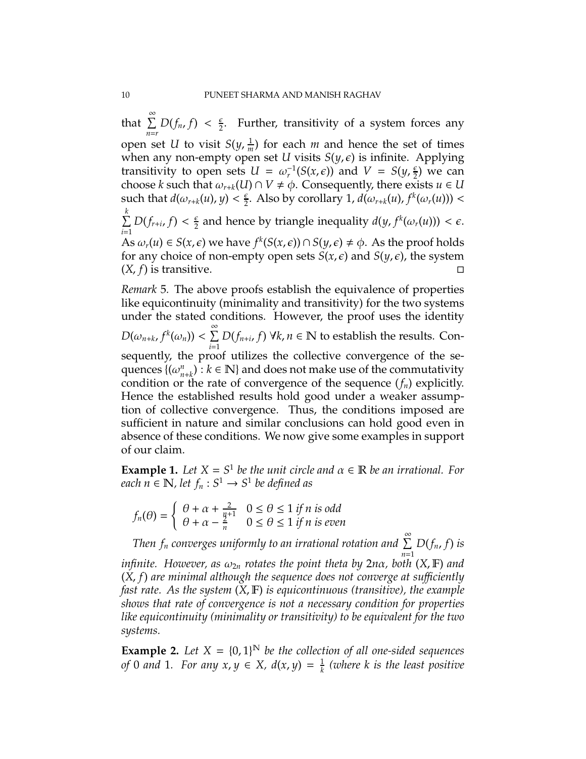that $\sum_{n=r}^{\infty} D(f_n, f) < \frac{\epsilon}{2}$. Further, transitivity of a system forces any open set $U$ to visit $S(y, \frac{1}{m})$ for each $m$ and hence the set of times when any non-empty open set $U$ visits $S(y, \epsilon)$ is infinite. Applying transitivity to open sets $U = \omega_r^{-1}(S(x, \epsilon))$ and $V = S(y, \frac{\epsilon}{2})$ we can choose $k$ such that $\omega_{r+k}(U) \cap V \neq \phi$. Consequently, there exists $u \in U$ such that $d(\omega_{r+k}(u), y) < \frac{\epsilon}{2}$. Also by corollary 1, $d(\omega_{r+k}(u), f^k(\omega_r(u))) < \sum_{i=1}^{k} D(f_{r+i}, f) < \frac{\epsilon}{2}$ and hence by triangle inequality $d(y, f^k(\omega_r(u))) < \epsilon$. As $\omega_r(u) \in S(x, \epsilon)$ we have $f^k(S(x, \epsilon)) \cap S(y, \epsilon) \neq \phi$. As the proof holds for any choice of non-empty open sets $S(x, \epsilon)$ and $S(y, \epsilon)$, the system $(X, f)$ is transitive. □

*Remark* 5. The above proofs establish the equivalence of properties like equicontinuity (minimality and transitivity) for the two systems under the stated conditions. However, the proof uses the identity $D(\omega_{n+k}, f^k(\omega_n)) < \sum_{i=1}^{\infty} D(f_{n+i}, f)$ $\forall k, n \in \mathbb{N}$ to establish the results. Consequently, the proof utilizes the collective convergence of the sequences $\{(\omega_{n+k}^n) : k \in \mathbb{N}\}$ and does not make use of the commutativity condition or the rate of convergence of the sequence $(f_n)$ explicitly. Hence the established results hold good under a weaker assumption of collective convergence. Thus, the conditions imposed are sufficient in nature and similar conclusions can hold good even in absence of these conditions. We now give some examples in support of our claim.

**Example 1.** *Let $X = S^1$ be the unit circle and $\alpha \in \mathbb{R}$ be an irrational. For each $n \in \mathbb{N}$, let $f_n : S^1 \to S^1$ be defined as*

$$f_n(\theta) = \begin{cases} \theta + \alpha + \frac{2}{n+1} & 0 \leq \theta \leq 1 \text{ if } n \text{ is odd} \\ \theta + \alpha - \frac{2}{n} & 0 \leq \theta \leq 1 \text{ if } n \text{ is even} \end{cases}$$

*Then $f_n$ converges uniformly to an irrational rotation and $\sum_{n=1}^{\infty} D(f_n, f)$ is infinite. However, as $\omega_{2n}$ rotates the point theta by $2n\alpha$, both $(X, \mathbb{F})$ and $(X, f)$ are minimal although the sequence does not converge at sufficiently fast rate. As the system $(X, \mathbb{F})$ is equicontinuous (transitive), the example shows that rate of convergence is not a necessary condition for properties like equicontinuity (minimality or transitivity) to be equivalent for the two systems.*

**Example 2.** *Let $X = \{0, 1\}^{\mathbb{N}}$ be the collection of all one-sided sequences of 0 and 1. For any $x, y \in X$, $d(x, y) = \frac{1}{k}$ (where $k$ is the least positive*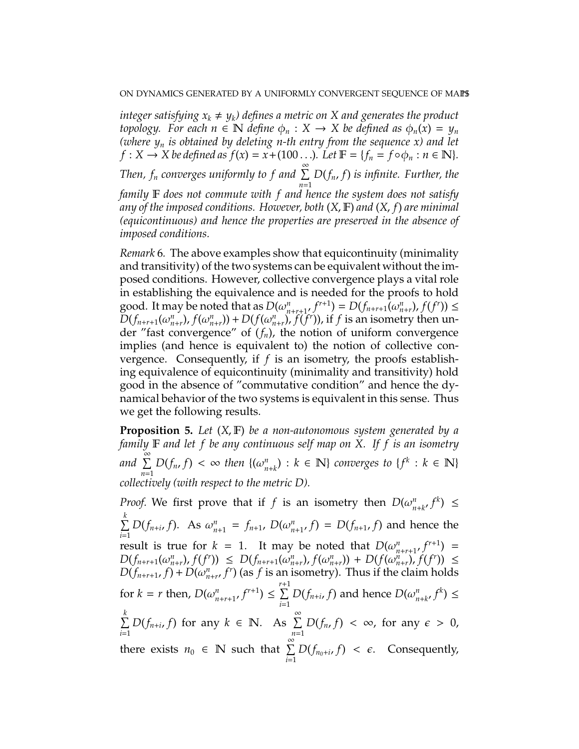*integer satisfying $x_k \neq y_k$) defines a metric on $X$ and generates the product topology. For each $n \in \mathbb{N}$ define $\phi_n : X \to X$ be defined as $\phi_n(x) = y_n$ (where $y_n$ is obtained by deleting $n$-th entry from the sequence $x$) and let $f : X \to X$ be defined as $f(x) = x + (100\ldots)$. Let $\mathbb{F} = \{f_n = f \circ \phi_n : n \in \mathbb{N}\}$. Then, $f_n$ converges uniformly to $f$ and $\sum_{n=1}^{\infty} D(f_n, f)$ is infinite. Further, the family $\mathbb{F}$ does not commute with $f$ and hence the system does not satisfy any of the imposed conditions. However, both $(X, \mathbb{F})$ and $(X, f)$ are minimal (equicontinuous) and hence the properties are preserved in the absence of imposed conditions.*

*Remark* 6. The above examples show that equicontinuity (minimality and transitivity) of the two systems can be equivalent without the imposed conditions. However, collective convergence plays a vital role in establishing the equivalence and is needed for the proofs to hold good. It may be noted that as $D(\omega^n_{n+r+1}, f^{r+1}) = D(f_{n+r+1}(\omega^n_{n+r}), f(f^r)) \leq D(f_{n+r+1}(\omega^n_{n+r}), f(\omega^n_{n+r})) + D(f(\omega^n_{n+r}), f(f^r))$, if $f$ is an isometry then under "fast convergence" of $(f_n)$, the notion of uniform convergence implies (and hence is equivalent to) the notion of collective convergence. Consequently, if $f$ is an isometry, the proofs establishing equivalence of equicontinuity (minimality and transitivity) hold good in the absence of "commutative condition" and hence the dynamical behavior of the two systems is equivalent in this sense. Thus we get the following results.

**Proposition 5.** *Let $(X, \mathbb{F})$ be a non-autonomous system generated by a family $\mathbb{F}$ and let $f$ be any continuous self map on $X$. If $f$ is an isometry and $\sum_{n=1}^{\infty} D(f_n, f) < \infty$ then $\{(\omega^n_{n+k}) : k \in \mathbb{N}\}$ converges to $\{f^k : k \in \mathbb{N}\}$ collectively (with respect to the metric $D$).*

*Proof.* We first prove that if $f$ is an isometry then $D(\omega^n_{n+k}, f^k) \leq \sum_{i=1}^{k} D(f_{n+i}, f)$. As $\omega^n_{n+1} = f_{n+1}$, $D(\omega^n_{n+1}, f) = D(f_{n+1}, f)$ and hence the result is true for $k = 1$. It may be noted that $D(\omega^n_{n+r+1}, f^{r+1}) = D(f_{n+r+1}(\omega^n_{n+r}), f(f^r)) \leq D(f_{n+r+1}(\omega^n_{n+r}), f(\omega^n_{n+r})) + D(f(\omega^n_{n+r}), f(f^r)) \leq D(f_{n+r+1}, f) + D(\omega^n_{n+r}, f^r)$ (as $f$ is an isometry). Thus if the claim holds for $k = r$ then, $D(\omega^n_{n+r+1}, f^{r+1}) \leq \sum_{i=1}^{r+1} D(f_{n+i}, f)$ and hence $D(\omega^n_{n+k}, f^k) \leq \sum_{i=1}^{k} D(f_{n+i}, f)$ for any $k \in \mathbb{N}$. As $\sum_{n=1}^{\infty} D(f_n, f) < \infty$, for any $\epsilon > 0$, there exists $n_0 \in \mathbb{N}$ such that $\sum_{i=1}^{\infty} D(f_{n_0+i}, f) < \epsilon$. Consequently,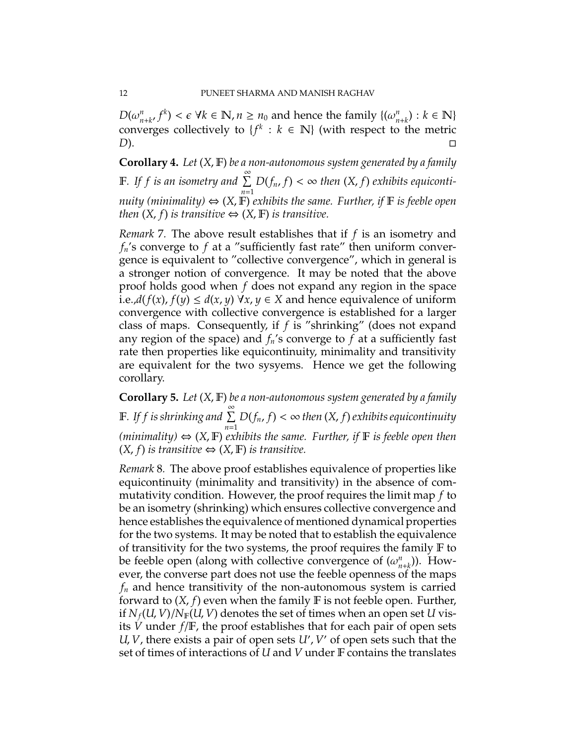$D(\omega^n_{n+k}, f^k) < \epsilon \ \forall k \in \mathbb{N}, n \geq n_0$ and hence the family $\{(\omega^n_{n+k}) : k \in \mathbb{N}\}$ converges collectively to $\{f^k : k \in \mathbb{N}\}$ (with respect to the metric $D$). ◻

**Corollary 4.** *Let $(X, \mathbb{F})$ be a non-autonomous system generated by a family $\mathbb{F}$. If $f$ is an isometry and $\sum\limits_{n=1}^{\infty} D(f_n, f) < \infty$ then $(X, f)$ exhibits equicontinuity (minimality) $\Leftrightarrow$ $(X, \mathbb{F})$ exhibits the same. Further, if $\mathbb{F}$ is feeble open then $(X, f)$ is transitive $\Leftrightarrow$ $(X, \mathbb{F})$ is transitive.*

*Remark* 7. The above result establishes that if $f$ is an isometry and $f_n$'s converge to $f$ at a "sufficiently fast rate" then uniform convergence is equivalent to "collective convergence", which in general is a stronger notion of convergence. It may be noted that the above proof holds good when $f$ does not expand any region in the space i.e.,$d(f(x), f(y) \leq d(x, y) \ \forall x, y \in X$ and hence equivalence of uniform convergence with collective convergence is established for a larger class of maps. Consequently, if $f$ is "shrinking" (does not expand any region of the space) and $f_n$'s converge to $f$ at a sufficiently fast rate then properties like equicontinuity, minimality and transitivity are equivalent for the two sysyems. Hence we get the following corollary.

**Corollary 5.** *Let $(X, \mathbb{F})$ be a non-autonomous system generated by a family $\mathbb{F}$. If $f$ is shrinking and $\sum\limits_{n=1}^{\infty} D(f_n, f) < \infty$ then $(X, f)$ exhibits equicontinuity (minimality) $\Leftrightarrow$ $(X, \mathbb{F})$ exhibits the same. Further, if $\mathbb{F}$ is feeble open then $(X, f)$ is transitive $\Leftrightarrow$ $(X, \mathbb{F})$ is transitive.*

*Remark* 8. The above proof establishes equivalence of properties like equicontinuity (minimality and transitivity) in the absence of commutativity condition. However, the proof requires the limit map $f$ to be an isometry (shrinking) which ensures collective convergence and hence establishes the equivalence of mentioned dynamical properties for the two systems. It may be noted that to establish the equivalence of transitivity for the two systems, the proof requires the family $\mathbb{F}$ to be feeble open (along with collective convergence of $(\omega^n_{n+k})$). However, the converse part does not use the feeble openness of the maps $f_n$ and hence transitivity of the non-autonomous system is carried forward to $(X, f)$ even when the family $\mathbb{F}$ is not feeble open. Further, if $N_f(U, V)/N_{\mathbb{F}}(U, V)$ denotes the set of times when an open set $U$ visits $V$ under $f/\mathbb{F}$, the proof establishes that for each pair of open sets $U, V$, there exists a pair of open sets $U', V'$ of open sets such that the set of times of interactions of $U$ and $V$ under $\mathbb{F}$ contains the translates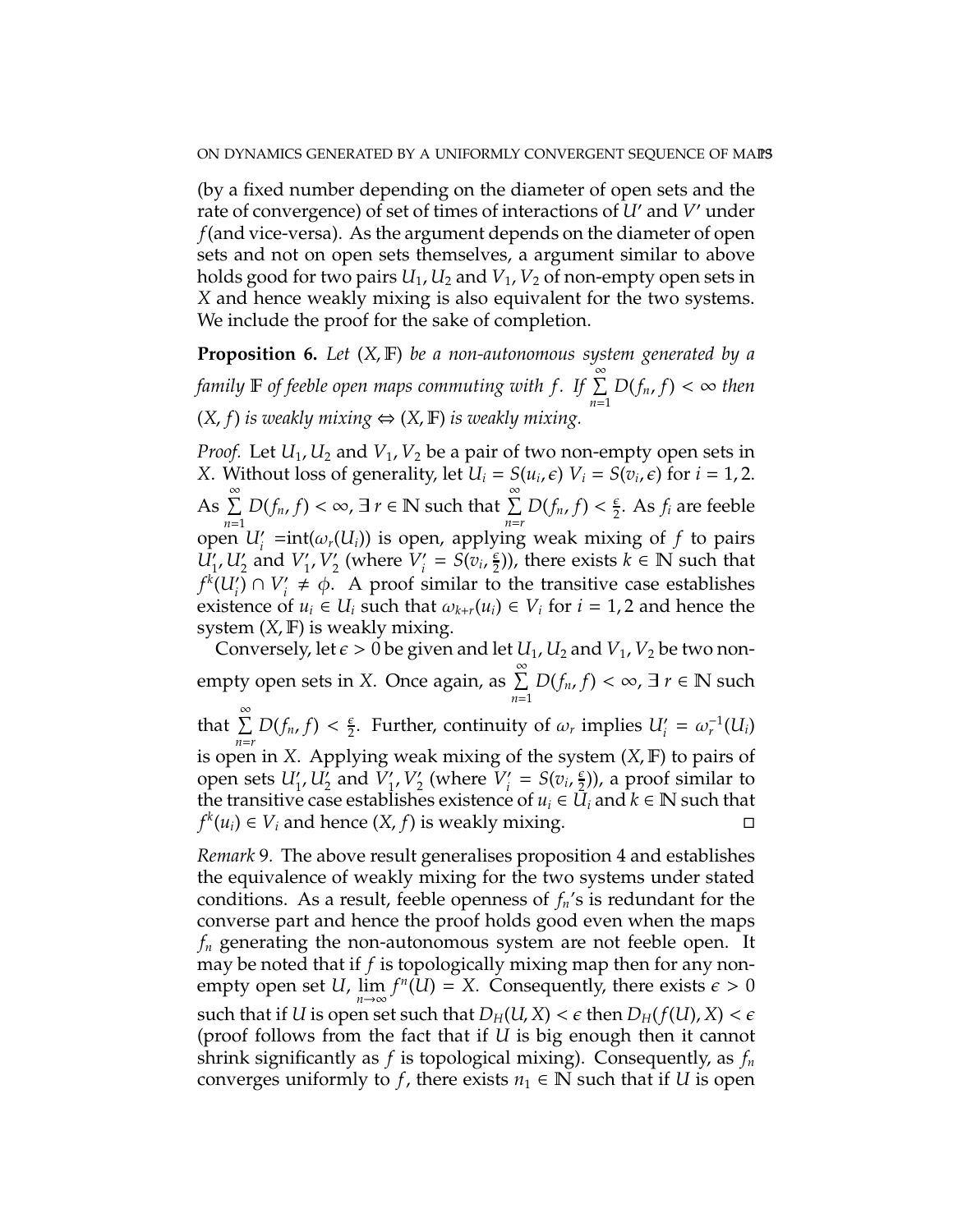(by a fixed number depending on the diameter of open sets and the rate of convergence) of set of times of interactions of $U'$ and $V'$ under $f$(and vice-versa). As the argument depends on the diameter of open sets and not on open sets themselves, a argument similar to above holds good for two pairs $U_1, U_2$ and $V_1, V_2$ of non-empty open sets in $X$ and hence weakly mixing is also equivalent for the two systems. We include the proof for the sake of completion.

**Proposition 6.** *Let $(X, \mathbb{F})$ be a non-autonomous system generated by a family $\mathbb{F}$ of feeble open maps commuting with $f$. If $\sum\limits_{n=1}^{\infty} D(f_n, f) < \infty$ then $(X, f)$ is weakly mixing $\Leftrightarrow$ $(X, \mathbb{F})$ is weakly mixing.*

*Proof.* Let $U_1, U_2$ and $V_1, V_2$ be a pair of two non-empty open sets in $X$. Without loss of generality, let $U_i = S(u_i, \epsilon)$ $V_i = S(v_i, \epsilon)$ for $i = 1, 2$. As $\sum\limits_{n=1}^{\infty} D(f_n, f) < \infty$, $\exists$ $r \in \mathbb{N}$ such that $\sum\limits_{n=r}^{\infty} D(f_n, f) < \frac{\epsilon}{2}$. As $f_i$ are feeble open $U'_i$ =int($\omega_r(U_i)$) is open, applying weak mixing of $f$ to pairs $U'_1, U'_2$ and $V'_1, V'_2$ (where $V'_i = S(v_i, \frac{\epsilon}{2})$), there exists $k \in \mathbb{N}$ such that $f^k(U'_i) \cap V'_i \neq \phi$. A proof similar to the transitive case establishes existence of $u_i \in U_i$ such that $\omega_{k+r}(u_i) \in V_i$ for $i = 1, 2$ and hence the system $(X, \mathbb{F})$ is weakly mixing.

Conversely, let $\epsilon > 0$ be given and let $U_1, U_2$ and $V_1, V_2$ be two non-empty open sets in $X$. Once again, as $\sum\limits_{n=1}^{\infty} D(f_n, f) < \infty$, $\exists$ $r \in \mathbb{N}$ such that $\sum\limits_{n=r}^{\infty} D(f_n, f) < \frac{\epsilon}{2}$. Further, continuity of $\omega_r$ implies $U'_i = \omega_r^{-1}(U_i)$ is open in $X$. Applying weak mixing of the system $(X, \mathbb{F})$ to pairs of open sets $U'_1, U'_2$ and $V'_1, V'_2$ (where $V'_i = S(v_i, \frac{\epsilon}{2})$), a proof similar to the transitive case establishes existence of $u_i \in U_i$ and $k \in \mathbb{N}$ such that $f^k(u_i) \in V_i$ and hence $(X, f)$ is weakly mixing. □

*Remark* 9. The above result generalises proposition 4 and establishes the equivalence of weakly mixing for the two systems under stated conditions. As a result, feeble openness of $f_n$'s is redundant for the converse part and hence the proof holds good even when the maps $f_n$ generating the non-autonomous system are not feeble open. It may be noted that if $f$ is topologically mixing map then for any non-empty open set $U$, $\lim\limits_{n\to\infty} f^n(U) = X$. Consequently, there exists $\epsilon > 0$ such that if $U$ is open set such that $D_H(U, X) < \epsilon$ then $D_H(f(U), X) < \epsilon$ (proof follows from the fact that if $U$ is big enough then it cannot shrink significantly as $f$ is topological mixing). Consequently, as $f_n$ converges uniformly to $f$, there exists $n_1 \in \mathbb{N}$ such that if $U$ is open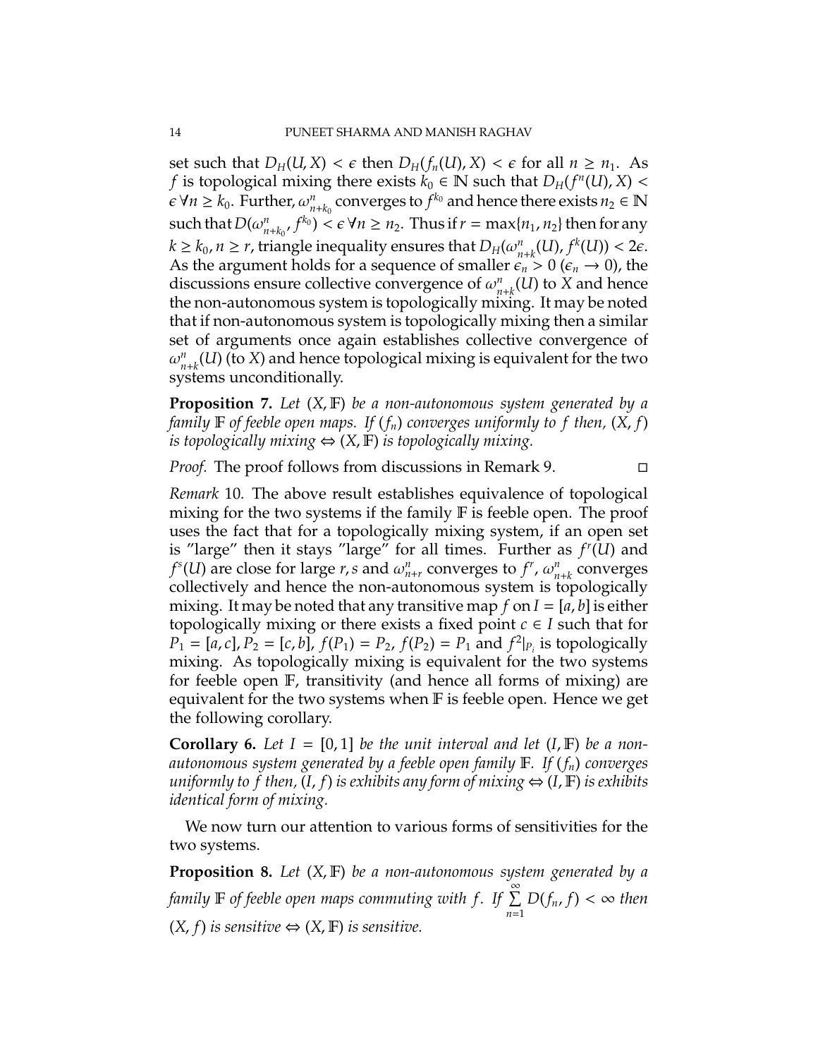set such that $D_H(U, X) < \epsilon$ then $D_H(f_n(U), X) < \epsilon$ for all $n \geq n_1$. As $f$ is topological mixing there exists $k_0 \in \mathbb{N}$ such that $D_H(f^n(U), X) < \epsilon \; \forall n \geq k_0$. Further, $\omega_{n+k_0}^n$ converges to $f^{k_0}$ and hence there exists $n_2 \in \mathbb{N}$ such that $D(\omega_{n+k_0}^n, f^{k_0}) < \epsilon \; \forall n \geq n_2$. Thus if $r = \max\{n_1, n_2\}$ then for any $k \geq k_0, n \geq r$, triangle inequality ensures that $D_H(\omega_{n+k}^n(U), f^k(U)) < 2\epsilon$. As the argument holds for a sequence of smaller $\epsilon_n > 0$ ($\epsilon_n \to 0$), the discussions ensure collective convergence of $\omega_{n+k}^n(U)$ to $X$ and hence the non-autonomous system is topologically mixing. It may be noted that if non-autonomous system is topologically mixing then a similar set of arguments once again establishes collective convergence of $\omega_{n+k}^n(U)$ (to $X$) and hence topological mixing is equivalent for the two systems unconditionally.

**Proposition 7.** *Let $(X, \mathbb{F})$ be a non-autonomous system generated by a family $\mathbb{F}$ of feeble open maps. If $(f_n)$ converges uniformly to $f$ then, $(X, f)$ is topologically mixing $\Leftrightarrow$ $(X, \mathbb{F})$ is topologically mixing.*

*Proof.* The proof follows from discussions in Remark 9. ◻

*Remark* 10. The above result establishes equivalence of topological mixing for the two systems if the family $\mathbb{F}$ is feeble open. The proof uses the fact that for a topologically mixing system, if an open set is "large" then it stays "large" for all times. Further as $f^r(U)$ and $f^s(U)$ are close for large $r, s$ and $\omega_{n+r}^n$ converges to $f^r$, $\omega_{n+k}^n$ converges collectively and hence the non-autonomous system is topologically mixing. It may be noted that any transitive map $f$ on $I = [a, b]$ is either topologically mixing or there exists a fixed point $c \in I$ such that for $P_1 = [a, c], P_2 = [c, b]$, $f(P_1) = P_2$, $f(P_2) = P_1$ and $f^2|_{P_i}$ is topologically mixing. As topologically mixing is equivalent for the two systems for feeble open $\mathbb{F}$, transitivity (and hence all forms of mixing) are equivalent for the two systems when $\mathbb{F}$ is feeble open. Hence we get the following corollary.

**Corollary 6.** *Let $I = [0, 1]$ be the unit interval and let $(I, \mathbb{F})$ be a non-autonomous system generated by a feeble open family $\mathbb{F}$. If $(f_n)$ converges uniformly to $f$ then, $(I, f)$ is exhibits any form of mixing $\Leftrightarrow$ $(I, \mathbb{F})$ is exhibits identical form of mixing.*

We now turn our attention to various forms of sensitivities for the two systems.

**Proposition 8.** *Let $(X, \mathbb{F})$ be a non-autonomous system generated by a family $\mathbb{F}$ of feeble open maps commuting with $f$. If $\sum\limits_{n=1}^{\infty} D(f_n, f) < \infty$ then $(X, f)$ is sensitive $\Leftrightarrow$ $(X, \mathbb{F})$ is sensitive.*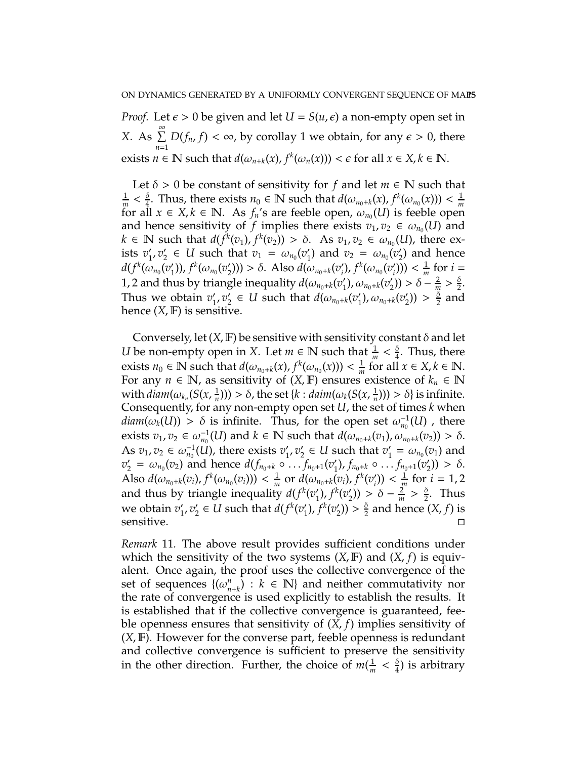*Proof.* Let $\epsilon > 0$ be given and let $U = S(u, \epsilon)$ a non-empty open set in $X$. As $\sum_{n=1}^{\infty} D(f_n, f) < \infty$, by corollay 1 we obtain, for any $\epsilon > 0$, there exists $n \in \mathbb{N}$ such that $d(\omega_{n+k}(x), f^k(\omega_n(x))) < \epsilon$ for all $x \in X, k \in \mathbb{N}$.

Let $\delta > 0$ be constant of sensitivity for $f$ and let $m \in \mathbb{N}$ such that $\frac{1}{m} < \frac{\delta}{4}$. Thus, there exists $n_0 \in \mathbb{N}$ such that $d(\omega_{n_0+k}(x), f^k(\omega_{n_0}(x))) < \frac{1}{m}$ for all $x \in X, k \in \mathbb{N}$. As $f_n$'s are feeble open, $\omega_{n_0}(U)$ is feeble open and hence sensitivity of $f$ implies there exists $v_1, v_2 \in \omega_{n_0}(U)$ and $k \in \mathbb{N}$ such that $d(f^k(v_1), f^k(v_2)) > \delta$. As $v_1, v_2 \in \omega_{n_0}(U)$, there exists $v_1', v_2' \in U$ such that $v_1 = \omega_{n_0}(v_1')$ and $v_2 = \omega_{n_0}(v_2')$ and hence $d(f^k(\omega_{n_0}(v_1')), f^k(\omega_{n_0}(v_2'))) > \delta$. Also $d(\omega_{n_0+k}(v_i'), f^k(\omega_{n_0}(v_i'))) < \frac{1}{m}$ for $i = 1, 2$ and thus by triangle inequality $d(\omega_{n_0+k}(v_1'), \omega_{n_0+k}(v_2')) > \delta - \frac{2}{m} > \frac{\delta}{2}$. Thus we obtain $v_1', v_2' \in U$ such that $d(\omega_{n_0+k}(v_1'), \omega_{n_0+k}(v_2')) > \frac{\delta}{2}$ and hence $(X, \mathbb{F})$ is sensitive.

Conversely, let $(X, \mathbb{F})$ be sensitive with sensitivity constant $\delta$ and let $U$ be non-empty open in $X$. Let $m \in \mathbb{N}$ such that $\frac{1}{m} < \frac{\delta}{4}$. Thus, there exists $n_0 \in \mathbb{N}$ such that $d(\omega_{n_0+k}(x), f^k(\omega_{n_0}(x))) < \frac{1}{m}$ for all $x \in X, k \in \mathbb{N}$. For any $n \in \mathbb{N}$, as sensitivity of $(X, \mathbb{F})$ ensures existence of $k_n \in \mathbb{N}$ with $diam(\omega_{k_n}(S(x, \frac{1}{n}))) > \delta$, the set $\{k : daim(\omega_k(S(x, \frac{1}{n}))) > \delta\}$ is infinite. Consequently, for any non-empty open set $U$, the set of times $k$ when $diam(\omega_k(U)) > \delta$ is infinite. Thus, for the open set $\omega_{n_0}^{-1}(U)$ , there exists $v_1, v_2 \in \omega_{n_0}^{-1}(U)$ and $k \in \mathbb{N}$ such that $d(\omega_{n_0+k}(v_1), \omega_{n_0+k}(v_2)) > \delta$. As $v_1, v_2 \in \omega_{n_0}^{-1}(U)$, there exists $v_1', v_2' \in U$ such that $v_1' = \omega_{n_0}(v_1)$ and $v_2' = \omega_{n_0}(v_2)$ and hence $d(f_{n_0+k} \circ \ldots f_{n_0+1}(v_1'), f_{n_0+k} \circ \ldots f_{n_0+1}(v_2')) > \delta$. Also $d(\omega_{n_0+k}(v_i), f^k(\omega_{n_0}(v_i))) < \frac{1}{m}$ or $d(\omega_{n_0+k}(v_i), f^k(v_i')) < \frac{1}{m}$ for $i = 1, 2$ and thus by triangle inequality $d(f^k(v_1'), f^k(v_2')) > \delta - \frac{2}{m} > \frac{\delta}{2}$. Thus we obtain $v_1', v_2' \in U$ such that $d(f^k(v_1'), f^k(v_2')) > \frac{\delta}{2}$ and hence $(X, f)$ is sensitive. □

*Remark* 11. The above result provides sufficient conditions under which the sensitivity of the two systems $(X, \mathbb{F})$ and $(X, f)$ is equivalent. Once again, the proof uses the collective convergence of the set of sequences $\{(\omega_{n+k}^n) : k \in \mathbb{N}\}$ and neither commutativity nor the rate of convergence is used explicitly to establish the results. It is established that if the collective convergence is guaranteed, feeble openness ensures that sensitivity of $(X, f)$ implies sensitivity of $(X, \mathbb{F})$. However for the converse part, feeble openness is redundant and collective convergence is sufficient to preserve the sensitivity in the other direction. Further, the choice of $m(\frac{1}{m} < \frac{\delta}{4})$ is arbitrary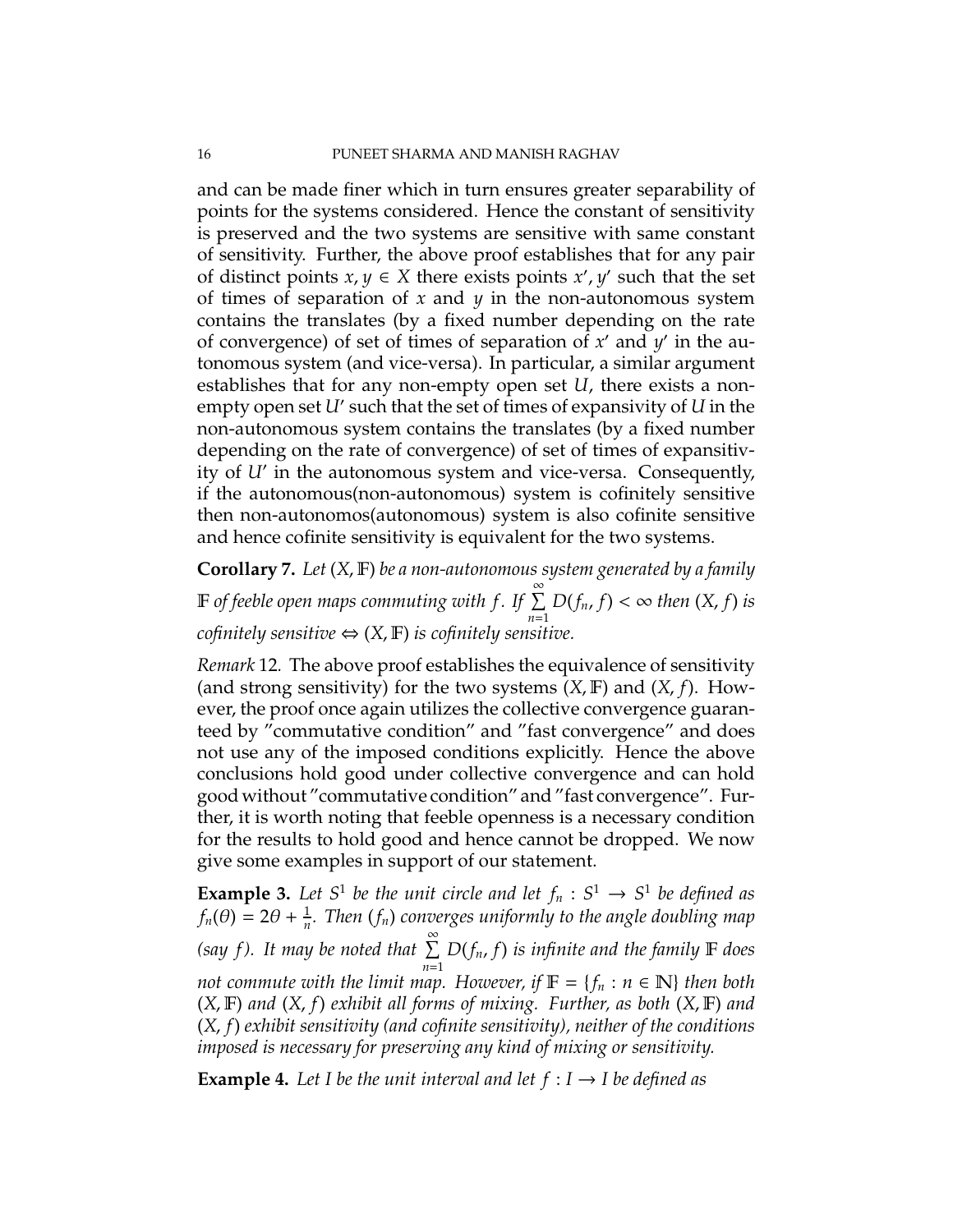and can be made finer which in turn ensures greater separability of points for the systems considered. Hence the constant of sensitivity is preserved and the two systems are sensitive with same constant of sensitivity. Further, the above proof establishes that for any pair of distinct points $x, y \in X$ there exists points $x', y'$ such that the set of times of separation of $x$ and $y$ in the non-autonomous system contains the translates (by a fixed number depending on the rate of convergence) of set of times of separation of $x'$ and $y'$ in the autonomous system (and vice-versa). In particular, a similar argument establishes that for any non-empty open set $U$, there exists a non-empty open set $U'$ such that the set of times of expansivity of $U$ in the non-autonomous system contains the translates (by a fixed number depending on the rate of convergence) of set of times of expansivity of $U'$ in the autonomous system and vice-versa. Consequently, if the autonomous(non-autonomous) system is cofinitely sensitive then non-autonomos(autonomous) system is also cofinite sensitive and hence cofinite sensitivity is equivalent for the two systems.

**Corollary 7.** *Let $(X, \mathbb{F})$ be a non-autonomous system generated by a family $\mathbb{F}$ of feeble open maps commuting with $f$. If $\sum\limits_{n=1}^{\infty} D(f_n, f) < \infty$ then $(X, f)$ is cofinitely sensitive $\Leftrightarrow$ $(X, \mathbb{F})$ is cofinitely sensitive.*

*Remark* 12. The above proof establishes the equivalence of sensitivity (and strong sensitivity) for the two systems $(X, \mathbb{F})$ and $(X, f)$. However, the proof once again utilizes the collective convergence guaranteed by "commutative condition" and "fast convergence" and does not use any of the imposed conditions explicitly. Hence the above conclusions hold good under collective convergence and can hold good without "commutative condition" and "fast convergence". Further, it is worth noting that feeble openness is a necessary condition for the results to hold good and hence cannot be dropped. We now give some examples in support of our statement.

**Example 3.** *Let $S^1$ be the unit circle and let $f_n : S^1 \to S^1$ be defined as $f_n(\theta) = 2\theta + \frac{1}{n}$. Then $(f_n)$ converges uniformly to the angle doubling map (say $f$). It may be noted that $\sum\limits_{n=1}^{\infty} D(f_n, f)$ is infinite and the family $\mathbb{F}$ does not commute with the limit map. However, if $\mathbb{F} = \{f_n : n \in \mathbb{N}\}$ then both $(X, \mathbb{F})$ and $(X, f)$ exhibit all forms of mixing. Further, as both $(X, \mathbb{F})$ and $(X, f)$ exhibit sensitivity (and cofinite sensitivity), neither of the conditions imposed is necessary for preserving any kind of mixing or sensitivity.*

**Example 4.** *Let $I$ be the unit interval and let $f : I \to I$ be defined as*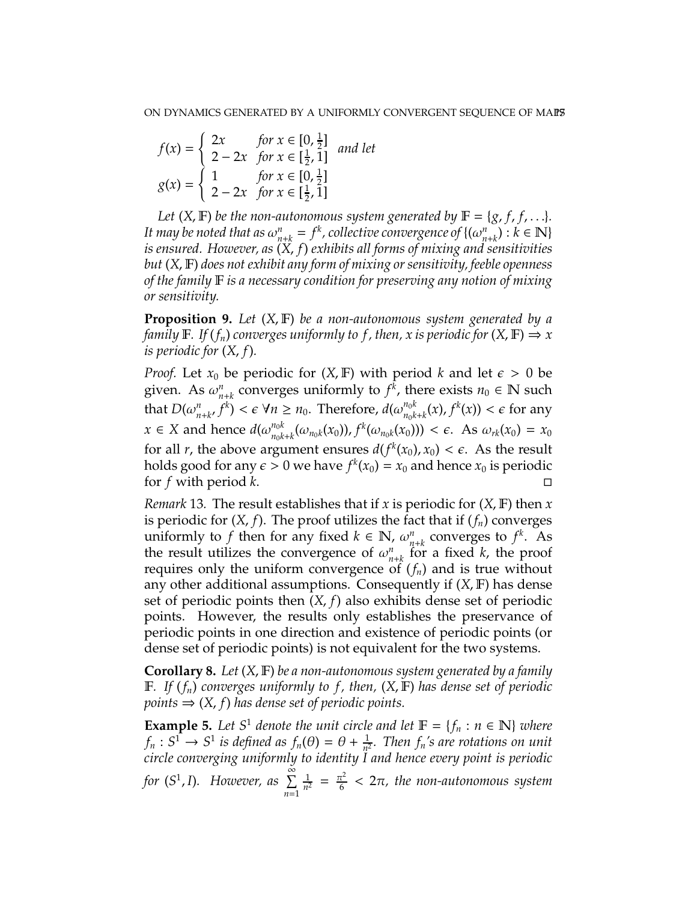$$f(x) = \begin{cases} 2x & \text{for } x \in [0, \frac{1}{2}] \\ 2 - 2x & \text{for } x \in [\frac{1}{2}, 1] \end{cases} \text{ and let}$$

$$g(x) = \begin{cases} 1 & \text{for } x \in [0, \frac{1}{2}] \\ 2 - 2x & \text{for } x \in [\frac{1}{2}, 1] \end{cases}$$

*Let $(X, \mathbb{F})$ be the non-autonomous system generated by $\mathbb{F} = \{g, f, f, \ldots\}$. It may be noted that as $\omega^n_{n+k} = f^k$, collective convergence of $\{(\omega^n_{n+k}) : k \in \mathbb{N}\}$ is ensured. However, as $(X, f)$ exhibits all forms of mixing and sensitivities but $(X, \mathbb{F})$ does not exhibit any form of mixing or sensitivity, feeble openness of the family $\mathbb{F}$ is a necessary condition for preserving any notion of mixing or sensitivity.*

**Proposition 9.** *Let $(X, \mathbb{F})$ be a non-autonomous system generated by a family $\mathbb{F}$. If $(f_n)$ converges uniformly to $f$, then, $x$ is periodic for $(X, \mathbb{F}) \Rightarrow x$ is periodic for $(X, f)$.*

*Proof.* Let $x_0$ be periodic for $(X, \mathbb{F})$ with period $k$ and let $\epsilon > 0$ be given. As $\omega^n_{n+k}$ converges uniformly to $f^k$, there exists $n_0 \in \mathbb{N}$ such that $D(\omega^n_{n+k}, f^k) < \epsilon \ \forall n \geq n_0$. Therefore, $d(\omega^{n_0k}_{n_0k+k}(x), f^k(x)) < \epsilon$ for any $x \in X$ and hence $d(\omega^{n_0k}_{n_0k+k}(\omega_{n_0k}(x_0)), f^k(\omega_{n_0k}(x_0))) < \epsilon$. As $\omega_{rk}(x_0) = x_0$ for all $r$, the above argument ensures $d(f^k(x_0), x_0) < \epsilon$. As the result holds good for any $\epsilon > 0$ we have $f^k(x_0) = x_0$ and hence $x_0$ is periodic for $f$ with period $k$. □

*Remark* 13. The result establishes that if $x$ is periodic for $(X, \mathbb{F})$ then $x$ is periodic for $(X, f)$. The proof utilizes the fact that if $(f_n)$ converges uniformly to $f$ then for any fixed $k \in \mathbb{N}$, $\omega^n_{n+k}$ converges to $f^k$. As the result utilizes the convergence of $\omega^n_{n+k}$ for a fixed $k$, the proof requires only the uniform convergence of $(f_n)$ and is true without any other additional assumptions. Consequently if $(X, \mathbb{F})$ has dense set of periodic points then $(X, f)$ also exhibits dense set of periodic points. However, the results only establishes the preservance of periodic points in one direction and existence of periodic points (or dense set of periodic points) is not equivalent for the two systems.

**Corollary 8.** *Let $(X, \mathbb{F})$ be a non-autonomous system generated by a family $\mathbb{F}$. If $(f_n)$ converges uniformly to $f$, then, $(X, \mathbb{F})$ has dense set of periodic points $\Rightarrow (X, f)$ has dense set of periodic points.*

**Example 5.** *Let $S^1$ denote the unit circle and let $\mathbb{F} = \{f_n : n \in \mathbb{N}\}$ where $f_n : S^1 \to S^1$ is defined as $f_n(\theta) = \theta + \frac{1}{n^2}$. Then $f_n$'s are rotations on unit circle converging uniformly to identity $I$ and hence every point is periodic for $(S^1, I)$. However, as $\sum\limits_{n=1}^{\infty} \frac{1}{n^2} = \frac{\pi^2}{6} < 2\pi$, the non-autonomous system*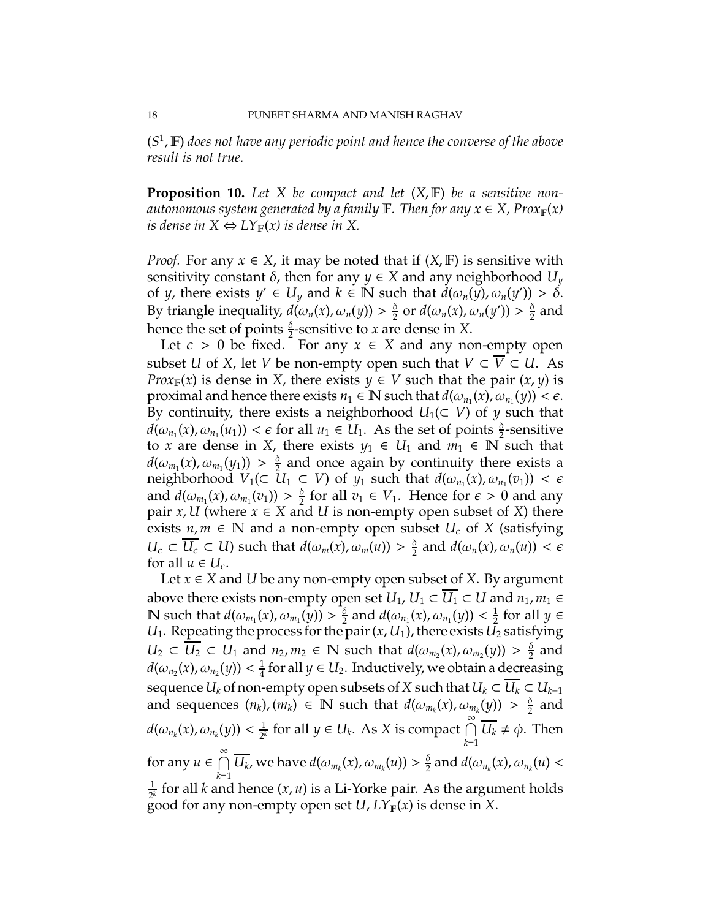$(S^1, \mathbb{F})$ *does not have any periodic point and hence the converse of the above result is not true.*

**Proposition 10.** *Let $X$ be compact and let $(X, \mathbb{F})$ be a sensitive non-autonomous system generated by a family $\mathbb{F}$. Then for any $x \in X$, $Prox_{\mathbb{F}}(x)$ is dense in $X \Leftrightarrow LY_{\mathbb{F}}(x)$ is dense in $X$.*

*Proof.* For any $x \in X$, it may be noted that if $(X, \mathbb{F})$ is sensitive with sensitivity constant $\delta$, then for any $y \in X$ and any neighborhood $U_y$ of $y$, there exists $y' \in U_y$ and $k \in \mathbb{N}$ such that $d(\omega_n(y), \omega_n(y')) > \delta$. By triangle inequality, $d(\omega_n(x), \omega_n(y)) > \frac{\delta}{2}$ or $d(\omega_n(x), \omega_n(y')) > \frac{\delta}{2}$ and hence the set of points $\frac{\delta}{2}$-sensitive to $x$ are dense in $X$.

Let $\epsilon > 0$ be fixed. For any $x \in X$ and any non-empty open subset $U$ of $X$, let $V$ be non-empty open such that $V \subset \overline{V} \subset U$. As $Prox_{\mathbb{F}}(x)$ is dense in $X$, there exists $y \in V$ such that the pair $(x, y)$ is proximal and hence there exists $n_1 \in \mathbb{N}$ such that $d(\omega_{n_1}(x), \omega_{n_1}(y)) < \epsilon$. By continuity, there exists a neighborhood $U_1 (\subset V)$ of $y$ such that $d(\omega_{n_1}(x), \omega_{n_1}(u_1)) < \epsilon$ for all $u_1 \in U_1$. As the set of points $\frac{\delta}{2}$-sensitive to $x$ are dense in $X$, there exists $y_1 \in U_1$ and $m_1 \in \mathbb{N}$ such that $d(\omega_{m_1}(x), \omega_{m_1}(y_1)) > \frac{\delta}{2}$ and once again by continuity there exists a neighborhood $V_1 (\subset U_1 \subset V)$ of $y_1$ such that $d(\omega_{n_1}(x), \omega_{n_1}(v_1)) < \epsilon$ and $d(\omega_{m_1}(x), \omega_{m_1}(v_1)) > \frac{\delta}{2}$ for all $v_1 \in V_1$. Hence for $\epsilon > 0$ and any pair $x, U$ (where $x \in X$ and $U$ is non-empty open subset of $X$) there exists $n, m \in \mathbb{N}$ and a non-empty open subset $U_\epsilon$ of $X$ (satisfying $U_\epsilon \subset \overline{U_\epsilon} \subset U$) such that $d(\omega_m(x), \omega_m(u)) > \frac{\delta}{2}$ and $d(\omega_n(x), \omega_n(u)) < \epsilon$ for all $u \in U_\epsilon$.

Let $x \in X$ and $U$ be any non-empty open subset of $X$. By argument above there exists non-empty open set $U_1$, $U_1 \subset \overline{U_1} \subset U$ and $n_1, m_1 \in \mathbb{N}$ such that $d(\omega_{m_1}(x), \omega_{m_1}(y)) > \frac{\delta}{2}$ and $d(\omega_{n_1}(x), \omega_{n_1}(y)) < \frac{1}{2}$ for all $y \in U_1$. Repeating the process for the pair $(x, U_1)$, there exists $U_2$ satisfying $U_2 \subset \overline{U_2} \subset U_1$ and $n_2, m_2 \in \mathbb{N}$ such that $d(\omega_{m_2}(x), \omega_{m_2}(y)) > \frac{\delta}{2}$ and $d(\omega_{n_2}(x), \omega_{n_2}(y)) < \frac{1}{4}$ for all $y \in U_2$. Inductively, we obtain a decreasing sequence $U_k$ of non-empty open subsets of $X$ such that $U_k \subset \overline{U_k} \subset U_{k-1}$ and sequences $(n_k), (m_k) \in \mathbb{N}$ such that $d(\omega_{m_k}(x), \omega_{m_k}(y)) > \frac{\delta}{2}$ and $d(\omega_{n_k}(x), \omega_{n_k}(y)) < \frac{1}{2^k}$ for all $y \in U_k$. As $X$ is compact $\bigcap\limits_{k=1}^{\infty} \overline{U_k} \neq \phi$. Then for any $u \in \bigcap\limits_{k=1}^{\infty} \overline{U_k}$, we have $d(\omega_{m_k}(x), \omega_{m_k}(u)) > \frac{\delta}{2}$ and $d(\omega_{n_k}(x), \omega_{n_k}(u) < \frac{1}{2^k}$ for all $k$ and hence $(x, u)$ is a Li-Yorke pair. As the argument holds good for any non-empty open set $U$, $LY_{\mathbb{F}}(x)$ is dense in $X$.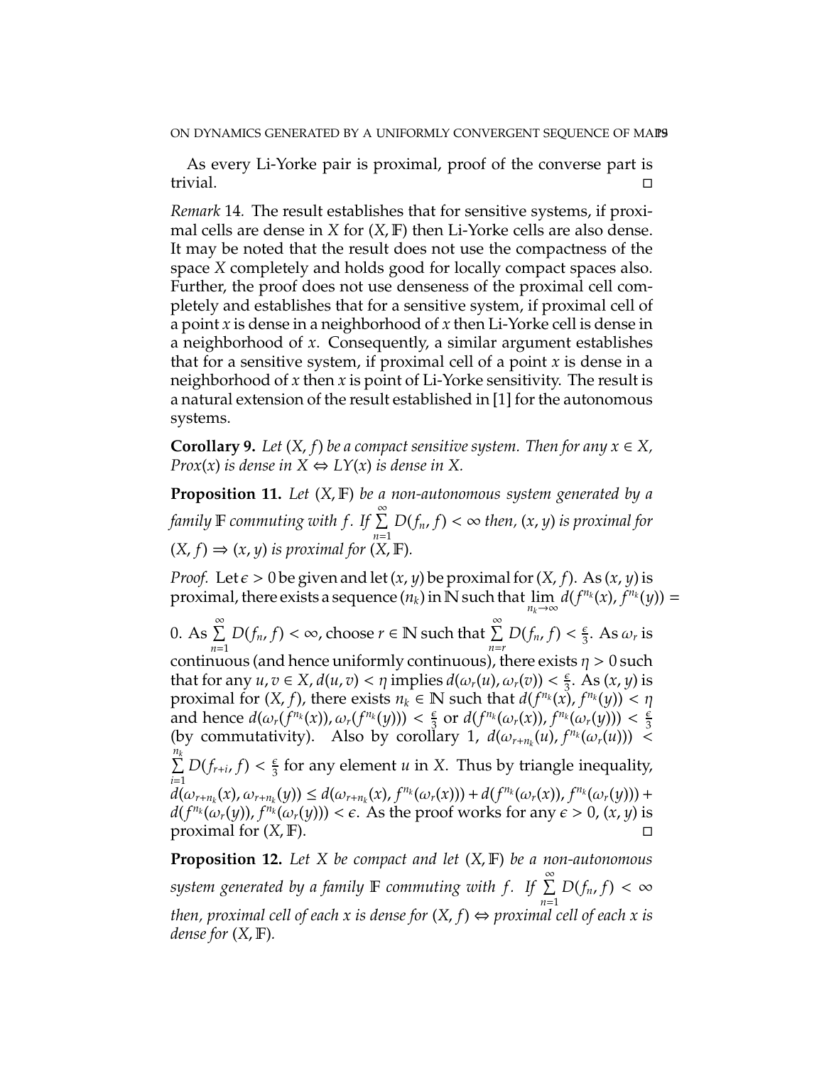As every Li-Yorke pair is proximal, proof of the converse part is trivial. □

*Remark* 14. The result establishes that for sensitive systems, if proximal cells are dense in $X$ for $(X, \mathbb{F})$ then Li-Yorke cells are also dense. It may be noted that the result does not use the compactness of the space $X$ completely and holds good for locally compact spaces also. Further, the proof does not use denseness of the proximal cell completely and establishes that for a sensitive system, if proximal cell of a point $x$ is dense in a neighborhood of $x$ then Li-Yorke cell is dense in a neighborhood of $x$. Consequently, a similar argument establishes that for a sensitive system, if proximal cell of a point $x$ is dense in a neighborhood of $x$ then $x$ is point of Li-Yorke sensitivity. The result is a natural extension of the result established in [1] for the autonomous systems.

**Corollary 9.** *Let $(X, f)$ be a compact sensitive system. Then for any $x \in X$, $Prox(x)$ is dense in $X \Leftrightarrow LY(x)$ is dense in $X$.*

**Proposition 11.** *Let $(X, \mathbb{F})$ be a non-autonomous system generated by a family $\mathbb{F}$ commuting with $f$. If $\sum\limits_{n=1}^{\infty} D(f_n, f) < \infty$ then, $(x, y)$ is proximal for $(X, f) \Rightarrow (x, y)$ is proximal for $(X, \mathbb{F})$.*

*Proof.* Let $\epsilon > 0$ be given and let $(x, y)$ be proximal for $(X, f)$. As $(x, y)$ is proximal, there exists a sequence $(n_k)$ in $\mathbb{N}$ such that $\lim\limits_{n_k \to \infty} d(f^{n_k}(x), f^{n_k}(y)) = 0$. As $\sum\limits_{n=1}^{\infty} D(f_n, f) < \infty$, choose $r \in \mathbb{N}$ such that $\sum\limits_{n=r}^{\infty} D(f_n, f) < \frac{\epsilon}{3}$. As $\omega_r$ is continuous (and hence uniformly continuous), there exists $\eta > 0$ such that for any $u, v \in X$, $d(u, v) < \eta$ implies $d(\omega_r(u), \omega_r(v)) < \frac{\epsilon}{3}$. As $(x, y)$ is proximal for $(X, f)$, there exists $n_k \in \mathbb{N}$ such that $d(f^{n_k}(x), f^{n_k}(y)) < \eta$ and hence $d(\omega_r(f^{n_k}(x)), \omega_r(f^{n_k}(y))) < \frac{\epsilon}{3}$ or $d(f^{n_k}(\omega_r(x)), f^{n_k}(\omega_r(y))) < \frac{\epsilon}{3}$ (by commutativity). Also by corollary 1, $d(\omega_{r+n_k}(u), f^{n_k}(\omega_r(u))) < \sum\limits_{i=1}^{n_k} D(f_{r+i}, f) < \frac{\epsilon}{3}$ for any element $u$ in $X$. Thus by triangle inequality, $d(\omega_{r+n_k}(x), \omega_{r+n_k}(y)) \leq d(\omega_{r+n_k}(x), f^{n_k}(\omega_r(x))) + d(f^{n_k}(\omega_r(x)), f^{n_k}(\omega_r(y))) + d(f^{n_k}(\omega_r(y)), f^{n_k}(\omega_r(y))) < \epsilon$. As the proof works for any $\epsilon > 0$, $(x, y)$ is proximal for $(X, \mathbb{F})$. □

**Proposition 12.** *Let $X$ be compact and let $(X, \mathbb{F})$ be a non-autonomous system generated by a family $\mathbb{F}$ commuting with $f$. If $\sum\limits_{n=1}^{\infty} D(f_n, f) < \infty$ then, proximal cell of each $x$ is dense for $(X, f) \Leftrightarrow$ proximal cell of each $x$ is dense for $(X, \mathbb{F})$.*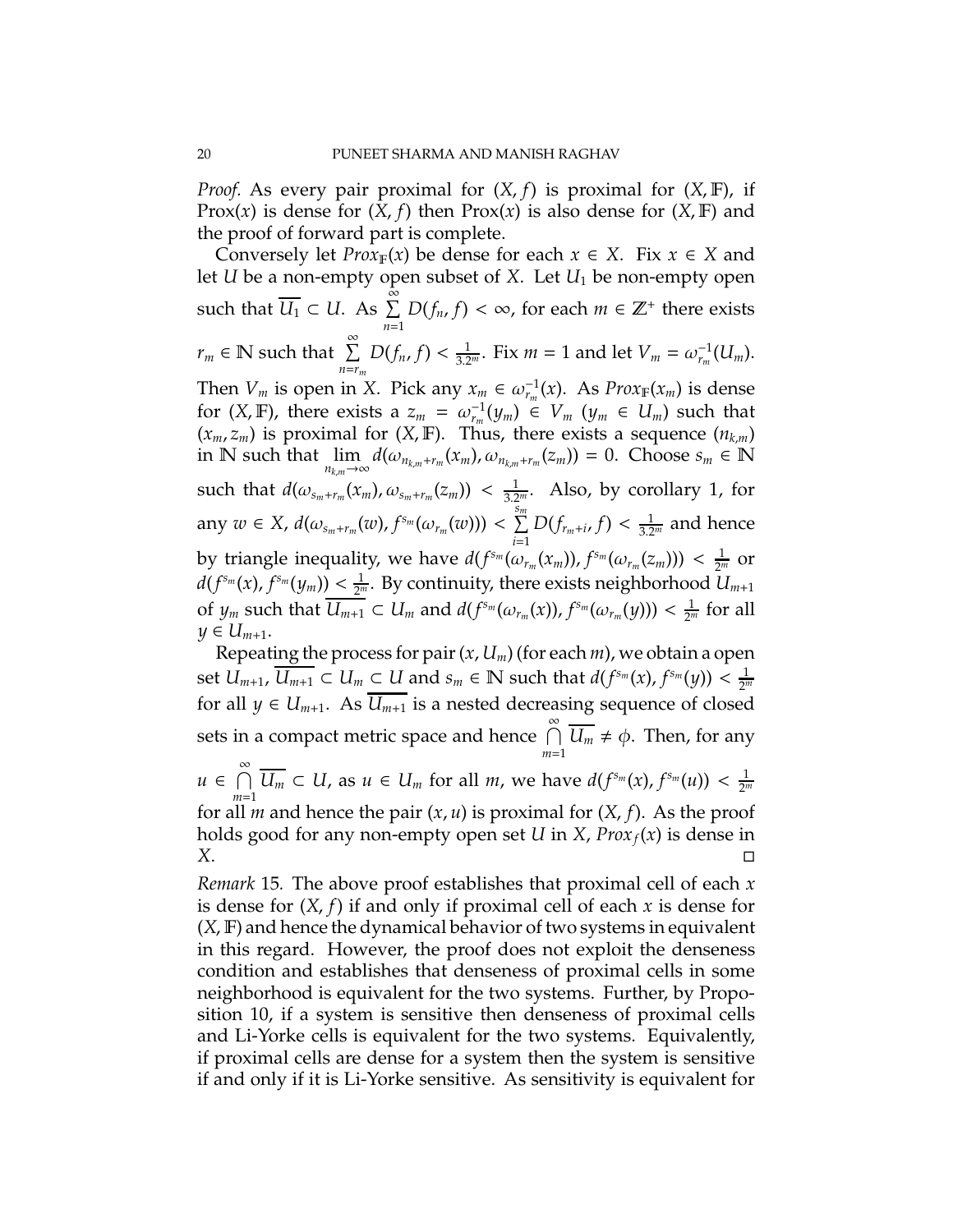*Proof.* As every pair proximal for $(X, f)$ is proximal for $(X, \mathbb{F})$, if $\text{Prox}(x)$ is dense for $(X, f)$ then $\text{Prox}(x)$ is also dense for $(X, \mathbb{F})$ and the proof of forward part is complete.

Conversely let $Prox_{\mathbb{F}}(x)$ be dense for each $x \in X$. Fix $x \in X$ and let $U$ be a non-empty open subset of $X$. Let $U_1$ be non-empty open such that $\overline{U_1} \subset U$. As $\sum\limits_{n=1}^{\infty} D(f_n, f) < \infty$, for each $m \in \mathbb{Z}^+$ there exists $r_m \in \mathbb{N}$ such that $\sum\limits_{n=r_m}^{\infty} D(f_n, f) < \frac{1}{3.2^m}$. Fix $m = 1$ and let $V_m = \omega_{r_m}^{-1}(U_m)$. Then $V_m$ is open in $X$. Pick any $x_m \in \omega_{r_m}^{-1}(x)$. As $Prox_{\mathbb{F}}(x_m)$ is dense for $(X, \mathbb{F})$, there exists a $z_m = \omega_{r_m}^{-1}(y_m) \in V_m$ ($y_m \in U_m$) such that $(x_m, z_m)$ is proximal for $(X, \mathbb{F})$. Thus, there exists a sequence $(n_{k,m})$ in $\mathbb{N}$ such that $\lim\limits_{n_{k,m} \to \infty} d(\omega_{n_{k,m}+r_m}(x_m), \omega_{n_{k,m}+r_m}(z_m)) = 0$. Choose $s_m \in \mathbb{N}$ such that $d(\omega_{s_m+r_m}(x_m), \omega_{s_m+r_m}(z_m)) < \frac{1}{3.2^m}$. Also, by corollary 1, for any $w \in X$, $d(\omega_{s_m+r_m}(w), f^{s_m}(\omega_{r_m}(w))) < \sum\limits_{i=1}^{s_m} D(f_{r_m+i}, f) < \frac{1}{3.2^m}$ and hence by triangle inequality, we have $d(f^{s_m}(\omega_{r_m}(x_m)), f^{s_m}(\omega_{r_m}(z_m))) < \frac{1}{2^m}$ or $d(f^{s_m}(x), f^{s_m}(y_m)) < \frac{1}{2^m}$. By continuity, there exists neighborhood $U_{m+1}$ of $y_m$ such that $\overline{U_{m+1}} \subset U_m$ and $d(f^{s_m}(\omega_{r_m}(x)), f^{s_m}(\omega_{r_m}(y))) < \frac{1}{2^m}$ for all $y \in U_{m+1}$.

Repeating the process for pair $(x, U_m)$ (for each $m$), we obtain a open set $U_{m+1}$, $\overline{U_{m+1}} \subset U_m \subset U$ and $s_m \in \mathbb{N}$ such that $d(f^{s_m}(x), f^{s_m}(y)) < \frac{1}{2^m}$ for all $y \in U_{m+1}$. As $\overline{U_{m+1}}$ is a nested decreasing sequence of closed sets in a compact metric space and hence $\bigcap\limits_{m=1}^{\infty} \overline{U_m} \neq \phi$. Then, for any $u \in \bigcap\limits_{m=1}^{\infty} \overline{U_m} \subset U$, as $u \in U_m$ for all $m$, we have $d(f^{s_m}(x), f^{s_m}(u)) < \frac{1}{2^m}$ for all $m$ and hence the pair $(x, u)$ is proximal for $(X, f)$. As the proof holds good for any non-empty open set $U$ in $X$, $Prox_f(x)$ is dense in $X$. □

*Remark* 15. The above proof establishes that proximal cell of each $x$ is dense for $(X, f)$ if and only if proximal cell of each $x$ is dense for $(X, \mathbb{F})$ and hence the dynamical behavior of two systems in equivalent in this regard. However, the proof does not exploit the denseness condition and establishes that denseness of proximal cells in some neighborhood is equivalent for the two systems. Further, by Proposition 10, if a system is sensitive then denseness of proximal cells and Li-Yorke cells is equivalent for the two systems. Equivalently, if proximal cells are dense for a system then the system is sensitive if and only if it is Li-Yorke sensitive. As sensitivity is equivalent for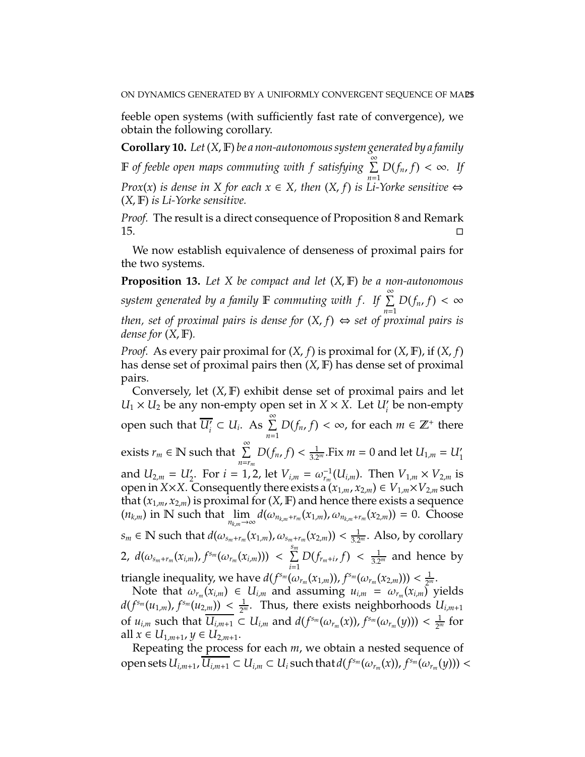feeble open systems (with sufficiently fast rate of convergence), we obtain the following corollary.

**Corollary 10.** *Let $(X, \mathbb{F})$ be a non-autonomous system generated by a family $\mathbb{F}$ of feeble open maps commuting with $f$ satisfying $\sum_{n=1}^{\infty} D(f_n, f) < \infty$. If $Prox(x)$ is dense in $X$ for each $x \in X$, then $(X, f)$ is Li-Yorke sensitive $\Leftrightarrow$ $(X, \mathbb{F})$ is Li-Yorke sensitive.*

*Proof.* The result is a direct consequence of Proposition 8 and Remark 15. □

We now establish equivalence of denseness of proximal pairs for the two systems.

**Proposition 13.** *Let $X$ be compact and let $(X, \mathbb{F})$ be a non-autonomous system generated by a family $\mathbb{F}$ commuting with $f$. If $\sum_{n=1}^{\infty} D(f_n, f) < \infty$ then, set of proximal pairs is dense for $(X, f)$ $\Leftrightarrow$ set of proximal pairs is dense for $(X, \mathbb{F})$.*

*Proof.* As every pair proximal for $(X, f)$ is proximal for $(X, \mathbb{F})$, if $(X, f)$ has dense set of proximal pairs then $(X, \mathbb{F})$ has dense set of proximal pairs.

Conversely, let $(X, \mathbb{F})$ exhibit dense set of proximal pairs and let $U_1 \times U_2$ be any non-empty open set in $X \times X$. Let $U'_i$ be non-empty open such that $\overline{U'_i} \subset U_i$. As $\sum_{n=1}^{\infty} D(f_n, f) < \infty$, for each $m \in \mathbb{Z}^+$ there exists $r_m \in \mathbb{N}$ such that $\sum_{n=r_m}^{\infty} D(f_n, f) < \frac{1}{3.2^m}$.Fix $m = 0$ and let $U_{1,m} = U'_1$ and $U_{2,m} = U'_2$. For $i = 1, 2$, let $V_{i,m} = \omega_{r_m}^{-1}(U_{i,m})$. Then $V_{1,m} \times V_{2,m}$ is open in $X \times X$. Consequently there exists a $(x_{1,m}, x_{2,m}) \in V_{1,m} \times V_{2,m}$ such that $(x_{1,m}, x_{2,m})$ is proximal for $(X, \mathbb{F})$ and hence there exists a sequence $(n_{k,m})$ in $\mathbb{N}$ such that $\lim_{n_{k,m} \to \infty} d(\omega_{n_{k,m}+r_m}(x_{1,m}), \omega_{n_{k,m}+r_m}(x_{2,m})) = 0$. Choose $s_m \in \mathbb{N}$ such that $d(\omega_{s_m+r_m}(x_{1,m}), \omega_{s_m+r_m}(x_{2,m})) < \frac{1}{3.2^m}$. Also, by corollary 2, $d(\omega_{s_m+r_m}(x_{i,m}), f^{s_m}(\omega_{r_m}(x_{i,m}))) < \sum_{i=1}^{s_m} D(f_{r_m+i}, f) < \frac{1}{3.2^m}$ and hence by triangle inequality, we have $d(f^{s_m}(\omega_{r_m}(x_{1,m})), f^{s_m}(\omega_{r_m}(x_{2,m}))) < \frac{1}{2^m}$.

Note that $\omega_{r_m}(x_{i,m}) \in U_{i,m}$ and assuming $u_{i,m} = \omega_{r_m}(x_{i,m})$ yields $d(f^{s_m}(u_{1,m}), f^{s_m}(u_{2,m})) < \frac{1}{2^m}$. Thus, there exists neighborhoods $U_{i,m+1}$ of $u_{i,m}$ such that $\overline{U_{i,m+1}} \subset U_{i,m}$ and $d(f^{s_m}(\omega_{r_m}(x)), f^{s_m}(\omega_{r_m}(y))) < \frac{1}{2^m}$ for all $x \in U_{1,m+1}, y \in U_{2,m+1}$.

Repeating the process for each $m$, we obtain a nested sequence of open sets $U_{i,m+1}, \overline{U_{i,m+1}} \subset U_{i,m} \subset U_i$ such that $d(f^{s_m}(\omega_{r_m}(x)), f^{s_m}(\omega_{r_m}(y))) <$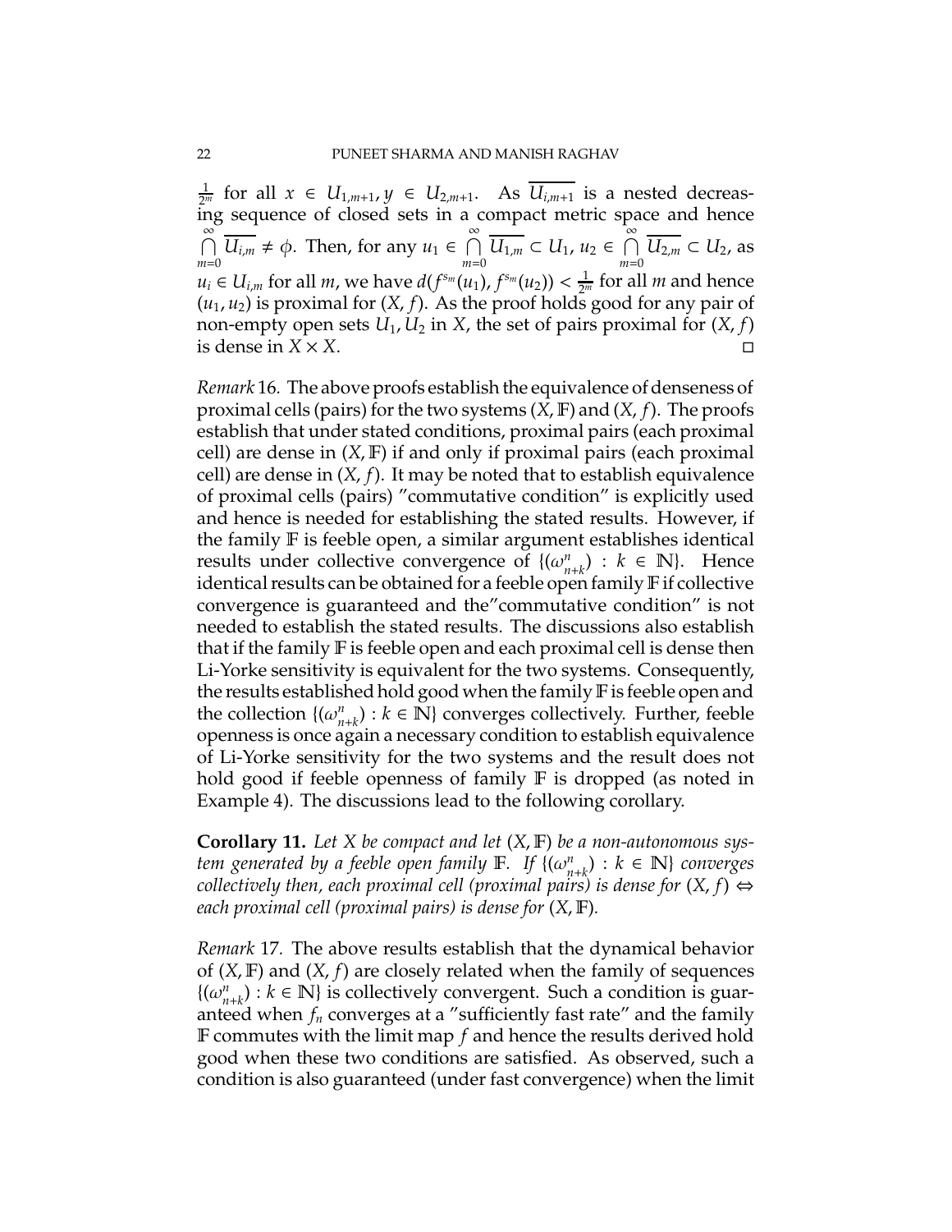$\frac{1}{2^m}$ for all $x \in U_{1,m+1}, y \in U_{2,m+1}$. As $\overline{U_{i,m+1}}$ is a nested decreasing sequence of closed sets in a compact metric space and hence $\bigcap\limits_{m=0}^{\infty} \overline{U_{i,m}} \neq \phi$. Then, for any $u_1 \in \bigcap\limits_{m=0}^{\infty} \overline{U_{1,m}} \subset U_1$, $u_2 \in \bigcap\limits_{m=0}^{\infty} \overline{U_{2,m}} \subset U_2$, as $u_i \in U_{i,m}$ for all $m$, we have $d(f^{s_m}(u_1), f^{s_m}(u_2)) < \frac{1}{2^m}$ for all $m$ and hence $(u_1, u_2)$ is proximal for $(X, f)$. As the proof holds good for any pair of non-empty open sets $U_1, U_2$ in $X$, the set of pairs proximal for $(X, f)$ is dense in $X \times X$. □

*Remark* 16. The above proofs establish the equivalence of denseness of proximal cells (pairs) for the two systems $(X, \mathbb{F})$ and $(X, f)$. The proofs establish that under stated conditions, proximal pairs (each proximal cell) are dense in $(X, \mathbb{F})$ if and only if proximal pairs (each proximal cell) are dense in $(X, f)$. It may be noted that to establish equivalence of proximal cells (pairs) "commutative condition" is explicitly used and hence is needed for establishing the stated results. However, if the family $\mathbb{F}$ is feeble open, a similar argument establishes identical results under collective convergence of $\{(\omega_{n+k}^n) : k \in \mathbb{N}\}$. Hence identical results can be obtained for a feeble open family $\mathbb{F}$ if collective convergence is guaranteed and the"commutative condition" is not needed to establish the stated results. The discussions also establish that if the family $\mathbb{F}$ is feeble open and each proximal cell is dense then Li-Yorke sensitivity is equivalent for the two systems. Consequently, the results established hold good when the family $\mathbb{F}$ is feeble open and the collection $\{(\omega_{n+k}^n) : k \in \mathbb{N}\}$ converges collectively. Further, feeble openness is once again a necessary condition to establish equivalence of Li-Yorke sensitivity for the two systems and the result does not hold good if feeble openness of family $\mathbb{F}$ is dropped (as noted in Example 4). The discussions lead to the following corollary.

**Corollary 11.** *Let $X$ be compact and let $(X, \mathbb{F})$ be a non-autonomous system generated by a feeble open family $\mathbb{F}$. If $\{(\omega_{n+k}^n) : k \in \mathbb{N}\}$ converges collectively then, each proximal cell (proximal pairs) is dense for $(X, f) \Leftrightarrow$ each proximal cell (proximal pairs) is dense for $(X, \mathbb{F})$.*

*Remark* 17. The above results establish that the dynamical behavior of $(X, \mathbb{F})$ and $(X, f)$ are closely related when the family of sequences $\{(\omega_{n+k}^n) : k \in \mathbb{N}\}$ is collectively convergent. Such a condition is guaranteed when $f_n$ converges at a "sufficiently fast rate" and the family $\mathbb{F}$ commutes with the limit map $f$ and hence the results derived hold good when these two conditions are satisfied. As observed, such a condition is also guaranteed (under fast convergence) when the limit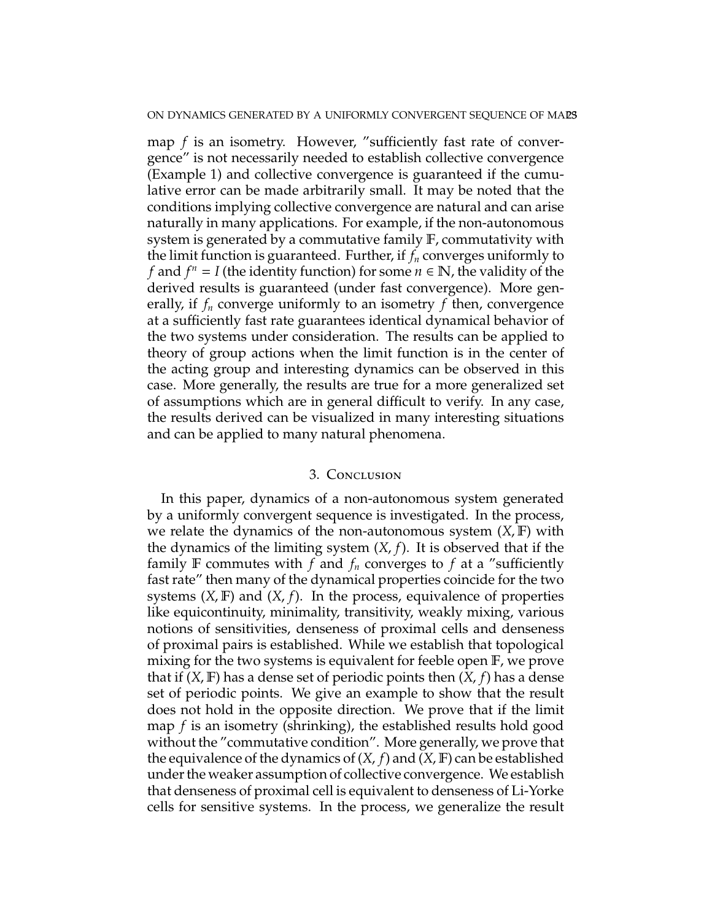map $f$ is an isometry. However, "sufficiently fast rate of convergence" is not necessarily needed to establish collective convergence (Example 1) and collective convergence is guaranteed if the cumulative error can be made arbitrarily small. It may be noted that the conditions implying collective convergence are natural and can arise naturally in many applications. For example, if the non-autonomous system is generated by a commutative family $\mathbb{F}$, commutativity with the limit function is guaranteed. Further, if $f_n$ converges uniformly to $f$ and $f^n = I$ (the identity function) for some $n \in \mathbb{N}$, the validity of the derived results is guaranteed (under fast convergence). More generally, if $f_n$ converge uniformly to an isometry $f$ then, convergence at a sufficiently fast rate guarantees identical dynamical behavior of the two systems under consideration. The results can be applied to theory of group actions when the limit function is in the center of the acting group and interesting dynamics can be observed in this case. More generally, the results are true for a more generalized set of assumptions which are in general difficult to verify. In any case, the results derived can be visualized in many interesting situations and can be applied to many natural phenomena.

## 3. Conclusion

In this paper, dynamics of a non-autonomous system generated by a uniformly convergent sequence is investigated. In the process, we relate the dynamics of the non-autonomous system $(X, \mathbb{F})$ with the dynamics of the limiting system $(X, f)$. It is observed that if the family $\mathbb{F}$ commutes with $f$ and $f_n$ converges to $f$ at a "sufficiently fast rate" then many of the dynamical properties coincide for the two systems $(X, \mathbb{F})$ and $(X, f)$. In the process, equivalence of properties like equicontinuity, minimality, transitivity, weakly mixing, various notions of sensitivities, denseness of proximal cells and denseness of proximal pairs is established. While we establish that topological mixing for the two systems is equivalent for feeble open $\mathbb{F}$, we prove that if $(X, \mathbb{F})$ has a dense set of periodic points then $(X, f)$ has a dense set of periodic points. We give an example to show that the result does not hold in the opposite direction. We prove that if the limit map $f$ is an isometry (shrinking), the established results hold good without the "commutative condition". More generally, we prove that the equivalence of the dynamics of $(X, f)$ and $(X, \mathbb{F})$ can be established under the weaker assumption of collective convergence. We establish that denseness of proximal cell is equivalent to denseness of Li-Yorke cells for sensitive systems. In the process, we generalize the result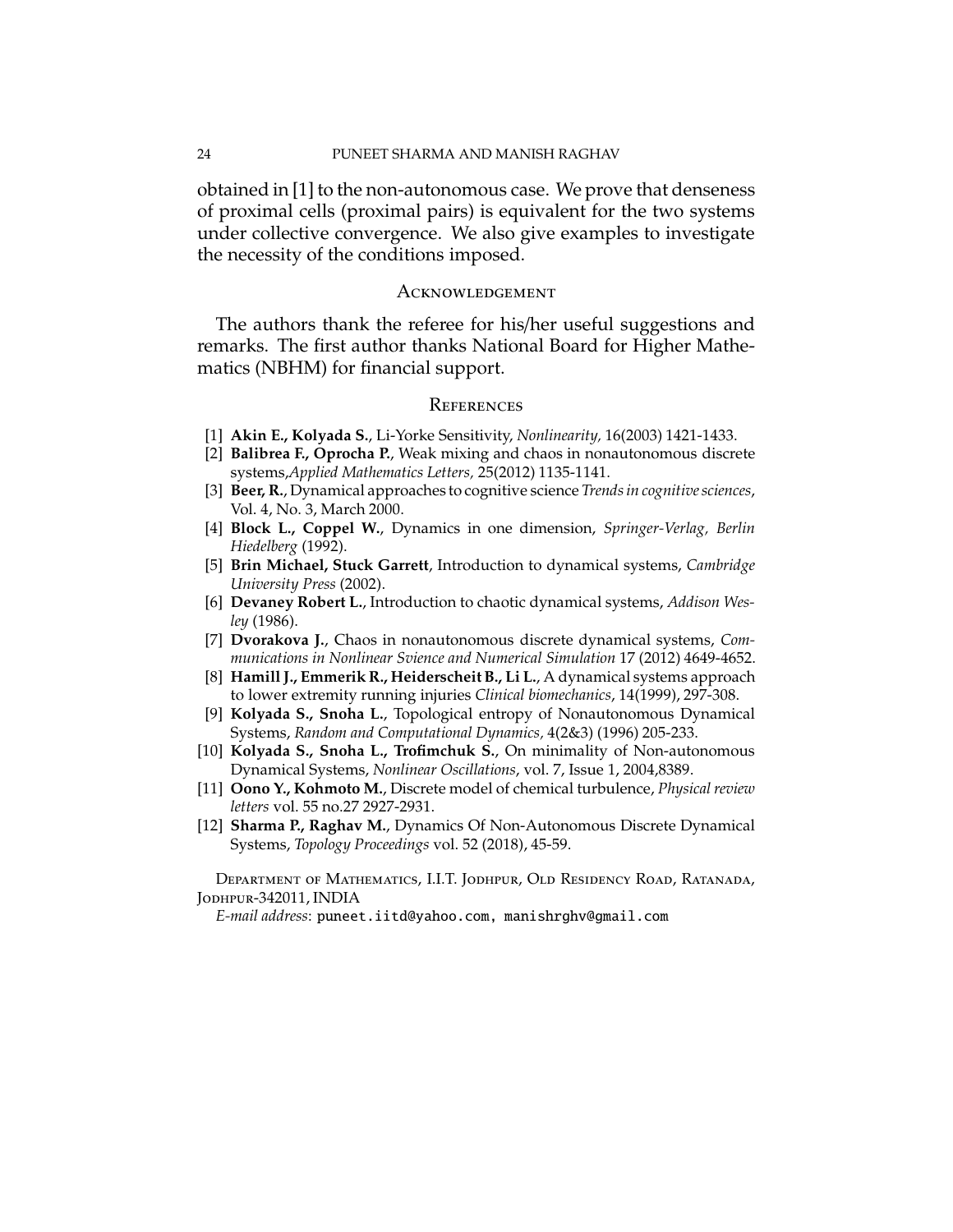obtained in [1] to the non-autonomous case. We prove that denseness of proximal cells (proximal pairs) is equivalent for the two systems under collective convergence. We also give examples to investigate the necessity of the conditions imposed.

## Acknowledgement

The authors thank the referee for his/her useful suggestions and remarks. The first author thanks National Board for Higher Mathematics (NBHM) for financial support.

## References

[1] **Akin E., Kolyada S.**, Li-Yorke Sensitivity, *Nonlinearity,* 16(2003) 1421-1433.

[2] **Balibrea F., Oprocha P.**, Weak mixing and chaos in nonautonomous discrete systems,*Applied Mathematics Letters,* 25(2012) 1135-1141.

[3] **Beer, R.**, Dynamical approaches to cognitive science *Trends in cognitive sciences*, Vol. 4, No. 3, March 2000.

[4] **Block L., Coppel W.**, Dynamics in one dimension, *Springer-Verlag, Berlin Hiedelberg* (1992).

[5] **Brin Michael, Stuck Garrett**, Introduction to dynamical systems, *Cambridge University Press* (2002).

[6] **Devaney Robert L.**, Introduction to chaotic dynamical systems, *Addison Wesley* (1986).

[7] **Dvorakova J.**, Chaos in nonautonomous discrete dynamical systems, *Communications in Nonlinear Svience and Numerical Simulation* 17 (2012) 4649-4652.

[8] **Hamill J., Emmerik R., Heiderscheit B., Li L.**, A dynamical systems approach to lower extremity running injuries *Clinical biomechanics*, 14(1999), 297-308.

[9] **Kolyada S., Snoha L.**, Topological entropy of Nonautonomous Dynamical Systems, *Random and Computational Dynamics*, 4(2&3) (1996) 205-233.

[10] **Kolyada S., Snoha L., Trofimchuk S.**, On minimality of Non-autonomous Dynamical Systems, *Nonlinear Oscillations*, vol. 7, Issue 1, 2004,8389.

[11] **Oono Y., Kohmoto M.**, Discrete model of chemical turbulence, *Physical review letters* vol. 55 no.27 2927-2931.

[12] **Sharma P., Raghav M.**, Dynamics Of Non-Autonomous Discrete Dynamical Systems, *Topology Proceedings* vol. 52 (2018), 45-59.

Department of Mathematics, I.I.T. Jodhpur, Old Residency Road, Ratanada, Jodhpur-342011, INDIA

*E-mail address*: puneet.iitd@yahoo.com, manishrghv@gmail.com